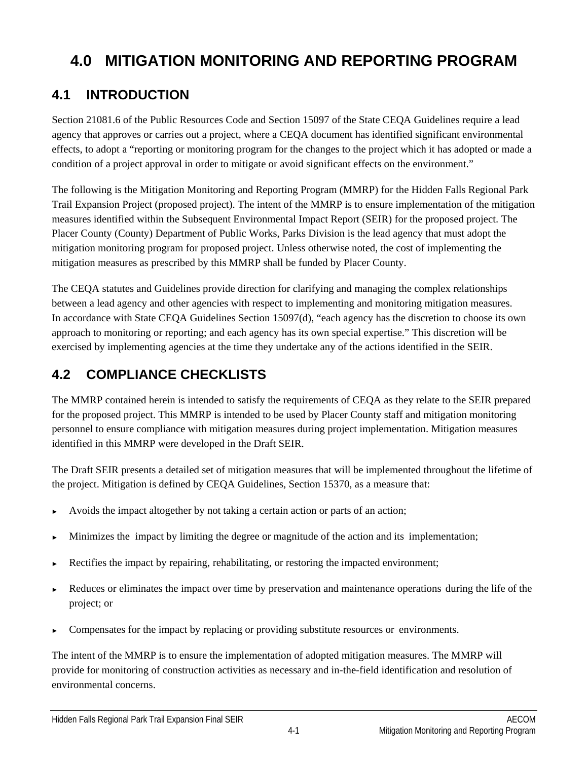# 4.0 MITIGATION MONITORING AND REPORTING PROGRAM

## 4.1 INTRODUCTION

Section 21081.6 of the Public Resources Code and Section 15097 of the State CEQA Guidelines require a lead agency that approves or carries out a project, where a CEQA document has identified significant environmental effects, to adopt a "reporting or monitoring program for the changes to the project which it has adopted or made a condition of a project approval in order to mitigate or avoid significant effects on the environment."

The following is the Mitigation Monitoring and Reporting Program (MMRP) for the Hidden Falls Regional Park Trail Expansion Project (proposed project). The intent of the MMRP is to ensure implementation of the mitigation measures identified within the Subsequent Environmental Impact Report (SEIR) for the proposed project. The Placer County (County) Department of Public Works, Parks Division is the lead agency that must adopt the mitigation monitoring program for proposed project. Unless otherwise noted, the cost of implementing the mitigation measures as prescribed by this MMRP shall be funded by Placer County.

The CEQA statutes and Guidelines provide direction for clarifying and managing the complex relationships between a lead agency and other agencies with respect to implementing and monitoring mitigation measures. In accordance with State CEQA Guidelines Section 15097(d), "each agency has the discretion to choose its own approach to monitoring or reporting; and each agency has its own special expertise." This discretion will be exercised by implementing agencies at the time they undertake any of the actions identified in the SEIR.

## 4.2 COMPLIANCE CHECKLISTS

The MMRP contained herein is intended to satisfy the requirements of CEQA as they relate to the SEIR prepared for the proposed project. This MMRP is intended to be used by Placer County staff and mitigation monitoring personnel to ensure compliance with mitigation measures during project implementation. Mitigation measures identified in this MMRP were developed in the Draft SEIR.

The Draft SEIR presents a detailed set of mitigation measures that will be implemented throughout the lifetime of the project. Mitigation is defined by CEQA Guidelines, Section 15370, as a measure that:

- Avoids the impact altogether by not taking a certain action or parts of an action;
- Minimizes the impact by limiting the degree or magnitude of the action and its implementation;
- Rectifies the impact by repairing, rehabilitating, or restoring the impacted environment;
- Reduces or eliminates the impact over time by preservation and maintenance operations during the life of the project; or
- Compensates for the impact by replacing or providing substitute resources or environments.

The intent of the MMRP is to ensure the implementation of adopted mitigation measures. The MMRP will provide for monitoring of construction activities as necessary and in-the-field identification and resolution of environmental concerns.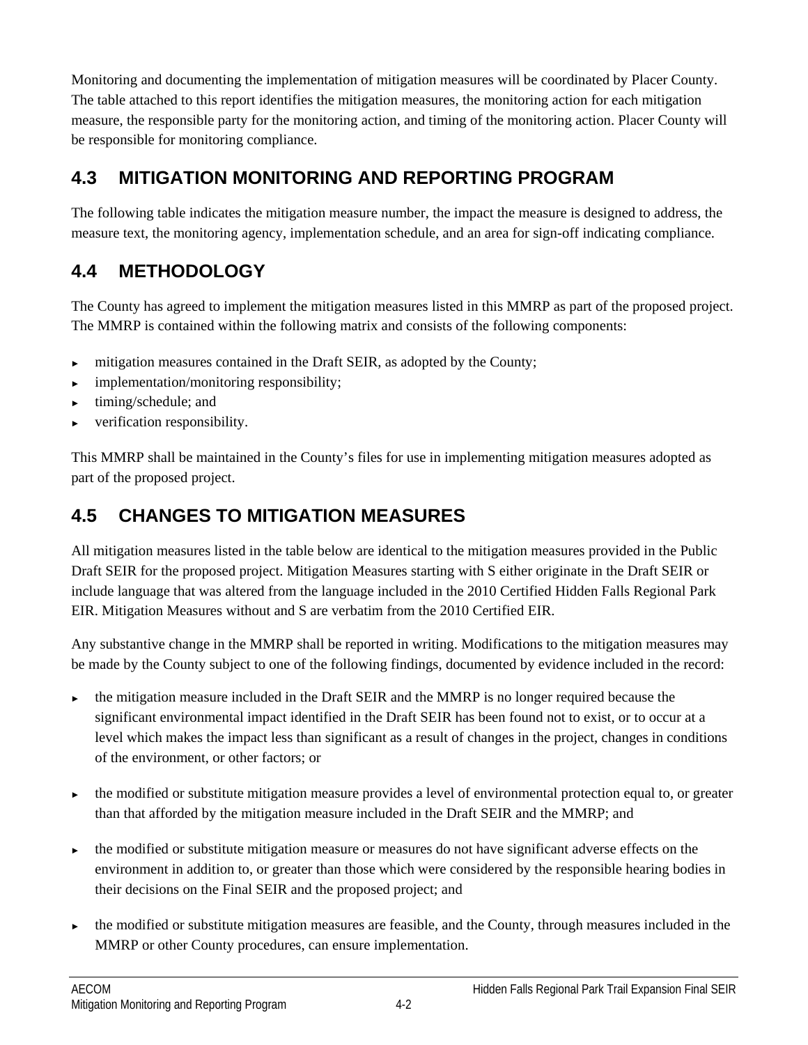Monitoring and documenting the implementation of mitigation measures will be coordinated by Placer County. The table attached to this report identifies the mitigation measures, the monitoring action for each mitigation measure, the responsible party for the monitoring action, and timing of the monitoring action. Placer County will be responsible for monitoring compliance.

## 4.3 MITIGATION MONITORING AND REPORTING PROGRAM

The following table indicates the mitigation measure number, the impact the measure is designed to address, the measure text, the monitoring agency, implementation schedule, and an area for sign-off indicating compliance.

## 4.4 METHODOLOGY

The County has agreed to implement the mitigation measures listed in this MMRP as part of the proposed project. The MMRP is contained within the following matrix and consists of the following components:

- mitigation measures contained in the Draft SEIR, as adopted by the County;
- implementation/monitoring responsibility;
- timing/schedule; and
- verification responsibility.

This MMRP shall be maintained in the County's files for use in implementing mitigation measures adopted as part of the proposed project.

## 4.5 CHANGES TO MITIGATION MEASURES

All mitigation measures listed in the table below are identical to the mitigation measures provided in the Public Draft SEIR for the proposed project. Mitigation Measures starting with S either originate in the Draft SEIR or include language that was altered from the language included in the 2010 Certified Hidden Falls Regional Park EIR. Mitigation Measures without and S are verbatim from the 2010 Certified EIR.

Any substantive change in the MMRP shall be reported in writing. Modifications to the mitigation measures may be made by the County subject to one of the following findings, documented by evidence included in the record:

- the mitigation measure included in the Draft SEIR and the MMRP is no longer required because the significant environmental impact identified in the Draft SEIR has been found not to exist, or to occur at a level which makes the impact less than significant as a result of changes in the project, changes in conditions of the environment, or other factors; or

- the modified or substitute mitigation measure provides a level of environmental protection equal to, or greater than that afforded by the mitigation measure included in the Draft SEIR and the MMRP; and

- the modified or substitute mitigation measure or measures do not have significant adverse effects on the environment in addition to, or greater than those which were considered by the responsible hearing bodies in their decisions on the Final SEIR and the proposed project; and

- the modified or substitute mitigation measures are feasible, and the County, through measures included in the MMRP or other County procedures, can ensure implementation.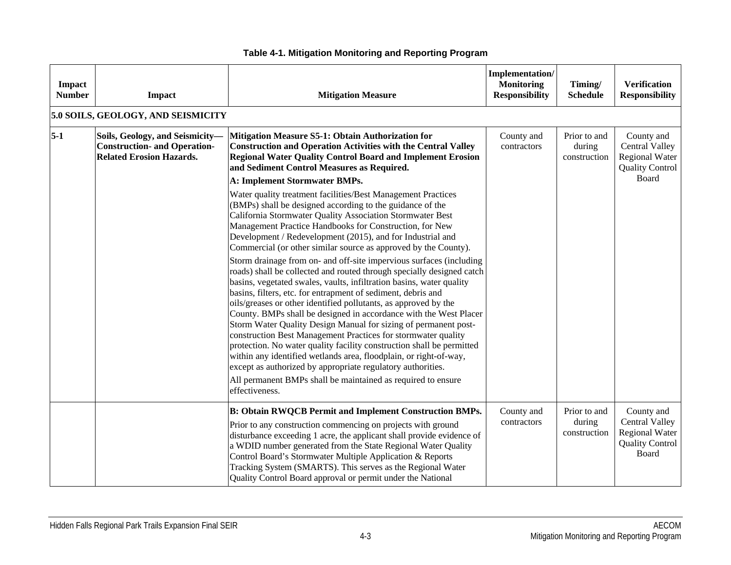**Table 4-1. Mitigation Monitoring and Reporting Program**

| Impact Number | Impact | Mitigation Measure | Implementation/ Monitoring Responsibility | Timing/ Schedule | Verification Responsibility |
|---|---|---|---|---|---|
| **5.0 SOILS, GEOLOGY, AND SEISMICITY** | | | | | |
| **5-1** | **Soils, Geology, and Seismicity—Construction- and Operation-Related Erosion Hazards.** | **Mitigation Measure S5-1: Obtain Authorization for Construction and Operation Activities with the Central Valley Regional Water Quality Control Board and Implement Erosion and Sediment Control Measures as Required.**<br>**A: Implement Stormwater BMPs.**<br>Water quality treatment facilities/Best Management Practices (BMPs) shall be designed according to the guidance of the California Stormwater Quality Association Stormwater Best Management Practice Handbooks for Construction, for New Development / Redevelopment (2015), and for Industrial and Commercial (or other similar source as approved by the County).<br>Storm drainage from on- and off-site impervious surfaces (including roads) shall be collected and routed through specially designed catch basins, vegetated swales, vaults, infiltration basins, water quality basins, filters, etc. for entrapment of sediment, debris and oils/greases or other identified pollutants, as approved by the County. BMPs shall be designed in accordance with the West Placer Storm Water Quality Design Manual for sizing of permanent post-construction Best Management Practices for stormwater quality protection. No water quality facility construction shall be permitted within any identified wetlands area, floodplain, or right-of-way, except as authorized by appropriate regulatory authorities.<br>All permanent BMPs shall be maintained as required to ensure effectiveness. | County and contractors | Prior to and during construction | County and Central Valley Regional Water Quality Control Board |
| | | **B: Obtain RWQCB Permit and Implement Construction BMPs.**<br>Prior to any construction commencing on projects with ground disturbance exceeding 1 acre, the applicant shall provide evidence of a WDID number generated from the State Regional Water Quality Control Board's Stormwater Multiple Application & Reports Tracking System (SMARTS). This serves as the Regional Water Quality Control Board approval or permit under the National | County and contractors | Prior to and during construction | County and Central Valley Regional Water Quality Control Board |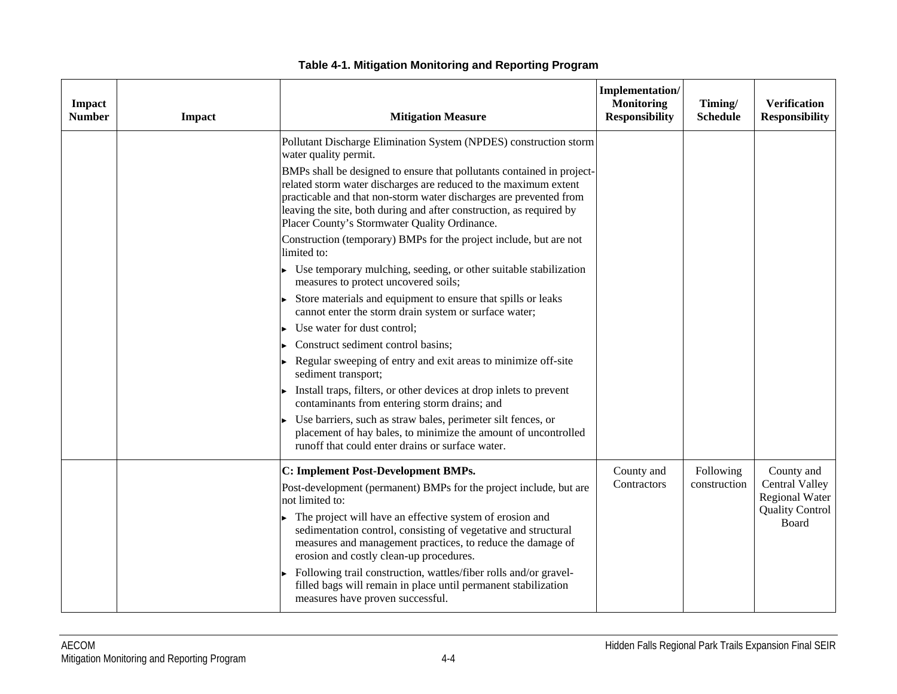**Table 4-1. Mitigation Monitoring and Reporting Program**

| Impact Number | Impact | Mitigation Measure | Implementation/ Monitoring Responsibility | Timing/ Schedule | Verification Responsibility |
|---|---|---|---|---|---|
| | | Pollutant Discharge Elimination System (NPDES) construction storm water quality permit.<br><br>BMPs shall be designed to ensure that pollutants contained in project-related storm water discharges are reduced to the maximum extent practicable and that non-storm water discharges are prevented from leaving the site, both during and after construction, as required by Placer County's Stormwater Quality Ordinance.<br><br>Construction (temporary) BMPs for the project include, but are not limited to:<br>▸ Use temporary mulching, seeding, or other suitable stabilization measures to protect uncovered soils;<br>▸ Store materials and equipment to ensure that spills or leaks cannot enter the storm drain system or surface water;<br>▸ Use water for dust control;<br>▸ Construct sediment control basins;<br>▸ Regular sweeping of entry and exit areas to minimize off-site sediment transport;<br>▸ Install traps, filters, or other devices at drop inlets to prevent contaminants from entering storm drains; and<br>▸ Use barriers, such as straw bales, perimeter silt fences, or placement of hay bales, to minimize the amount of uncontrolled runoff that could enter drains or surface water. | | | |
| | | **C: Implement Post-Development BMPs.**<br><br>Post-development (permanent) BMPs for the project include, but are not limited to:<br>▸ The project will have an effective system of erosion and sedimentation control, consisting of vegetative and structural measures and management practices, to reduce the damage of erosion and costly clean-up procedures.<br>▸ Following trail construction, wattles/fiber rolls and/or gravel-filled bags will remain in place until permanent stabilization measures have proven successful. | County and Contractors | Following construction | County and Central Valley Regional Water Quality Control Board |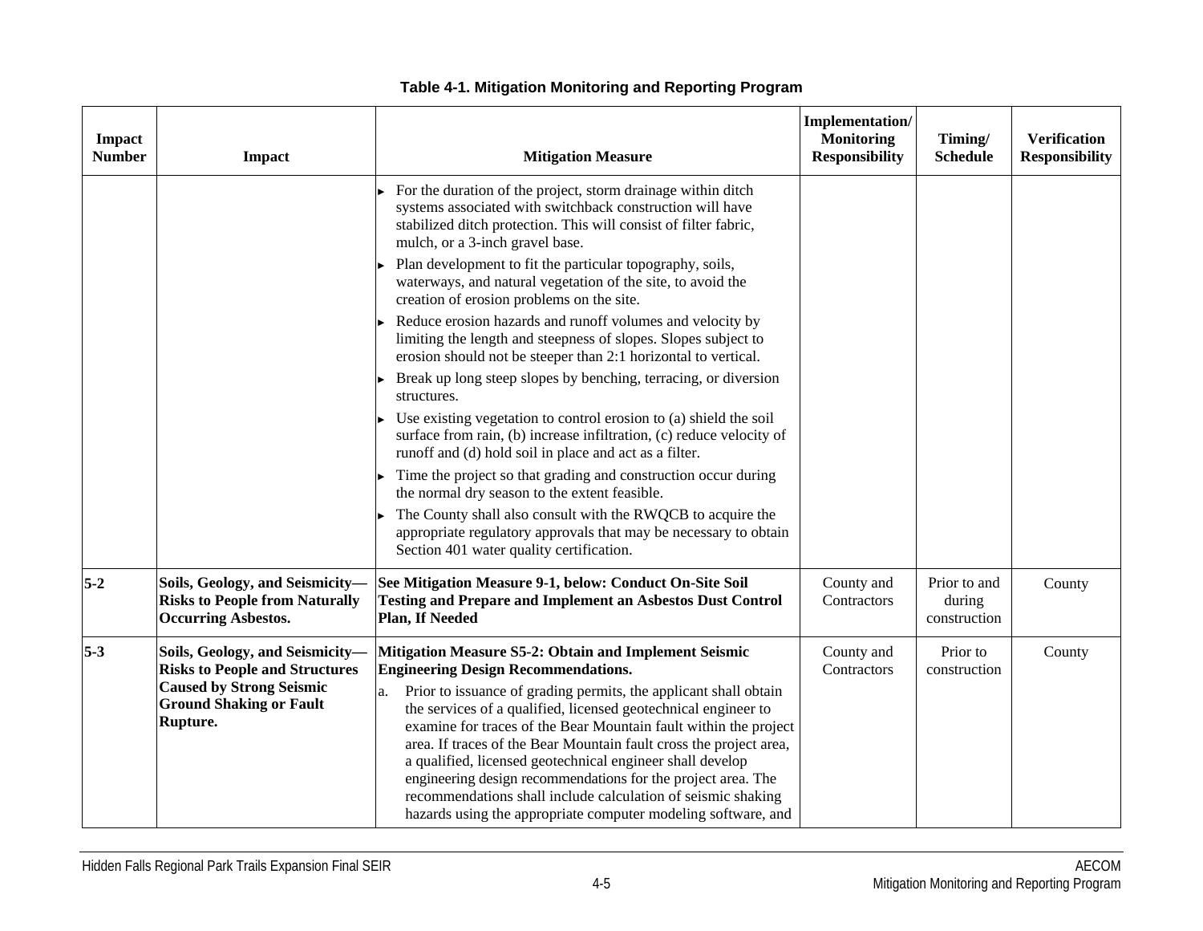**Table 4-1. Mitigation Monitoring and Reporting Program**

| Impact Number | Impact | Mitigation Measure | Implementation/ Monitoring Responsibility | Timing/ Schedule | Verification Responsibility |
|---|---|---|---|---|---|
| | | ► For the duration of the project, storm drainage within ditch systems associated with switchback construction will have stabilized ditch protection. This will consist of filter fabric, mulch, or a 3-inch gravel base.<br>► Plan development to fit the particular topography, soils, waterways, and natural vegetation of the site, to avoid the creation of erosion problems on the site.<br>► Reduce erosion hazards and runoff volumes and velocity by limiting the length and steepness of slopes. Slopes subject to erosion should not be steeper than 2:1 horizontal to vertical.<br>► Break up long steep slopes by benching, terracing, or diversion structures.<br>► Use existing vegetation to control erosion to (a) shield the soil surface from rain, (b) increase infiltration, (c) reduce velocity of runoff and (d) hold soil in place and act as a filter.<br>► Time the project so that grading and construction occur during the normal dry season to the extent feasible.<br>► The County shall also consult with the RWQCB to acquire the appropriate regulatory approvals that may be necessary to obtain Section 401 water quality certification. | | | |
| 5-2 | **Soils, Geology, and Seismicity—Risks to People from Naturally Occurring Asbestos.** | **See Mitigation Measure 9-1, below: Conduct On-Site Soil Testing and Prepare and Implement an Asbestos Dust Control Plan, If Needed** | County and Contractors | Prior to and during construction | County |
| 5-3 | **Soils, Geology, and Seismicity—Risks to People and Structures Caused by Strong Seismic Ground Shaking or Fault Rupture.** | **Mitigation Measure S5-2: Obtain and Implement Seismic Engineering Design Recommendations.**<br>a. Prior to issuance of grading permits, the applicant shall obtain the services of a qualified, licensed geotechnical engineer to examine for traces of the Bear Mountain fault within the project area. If traces of the Bear Mountain fault cross the project area, a qualified, licensed geotechnical engineer shall develop engineering design recommendations for the project area. The recommendations shall include calculation of seismic shaking hazards using the appropriate computer modeling software, and | County and Contractors | Prior to construction | County |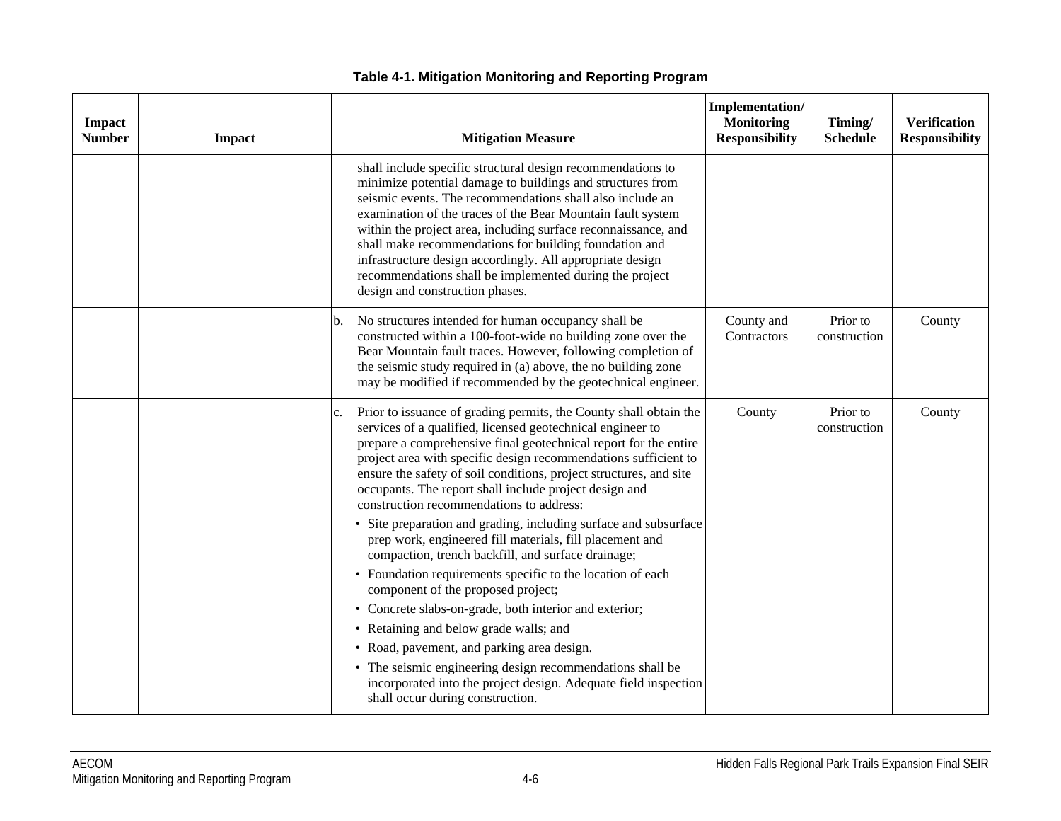**Table 4-1. Mitigation Monitoring and Reporting Program**

| Impact Number | Impact | Mitigation Measure | Implementation/ Monitoring Responsibility | Timing/ Schedule | Verification Responsibility |
|---|---|---|---|---|---|
| | | shall include specific structural design recommendations to minimize potential damage to buildings and structures from seismic events. The recommendations shall also include an examination of the traces of the Bear Mountain fault system within the project area, including surface reconnaissance, and shall make recommendations for building foundation and infrastructure design accordingly. All appropriate design recommendations shall be implemented during the project design and construction phases. | | | |
| | | b. No structures intended for human occupancy shall be constructed within a 100-foot-wide no building zone over the Bear Mountain fault traces. However, following completion of the seismic study required in (a) above, the no building zone may be modified if recommended by the geotechnical engineer. | County and Contractors | Prior to construction | County |
| | | c. Prior to issuance of grading permits, the County shall obtain the services of a qualified, licensed geotechnical engineer to prepare a comprehensive final geotechnical report for the entire project area with specific design recommendations sufficient to ensure the safety of soil conditions, project structures, and site occupants. The report shall include project design and construction recommendations to address:<br>• Site preparation and grading, including surface and subsurface prep work, engineered fill materials, fill placement and compaction, trench backfill, and surface drainage;<br>• Foundation requirements specific to the location of each component of the proposed project;<br>• Concrete slabs-on-grade, both interior and exterior;<br>• Retaining and below grade walls; and<br>• Road, pavement, and parking area design.<br>• The seismic engineering design recommendations shall be incorporated into the project design. Adequate field inspection shall occur during construction. | County | Prior to construction | County |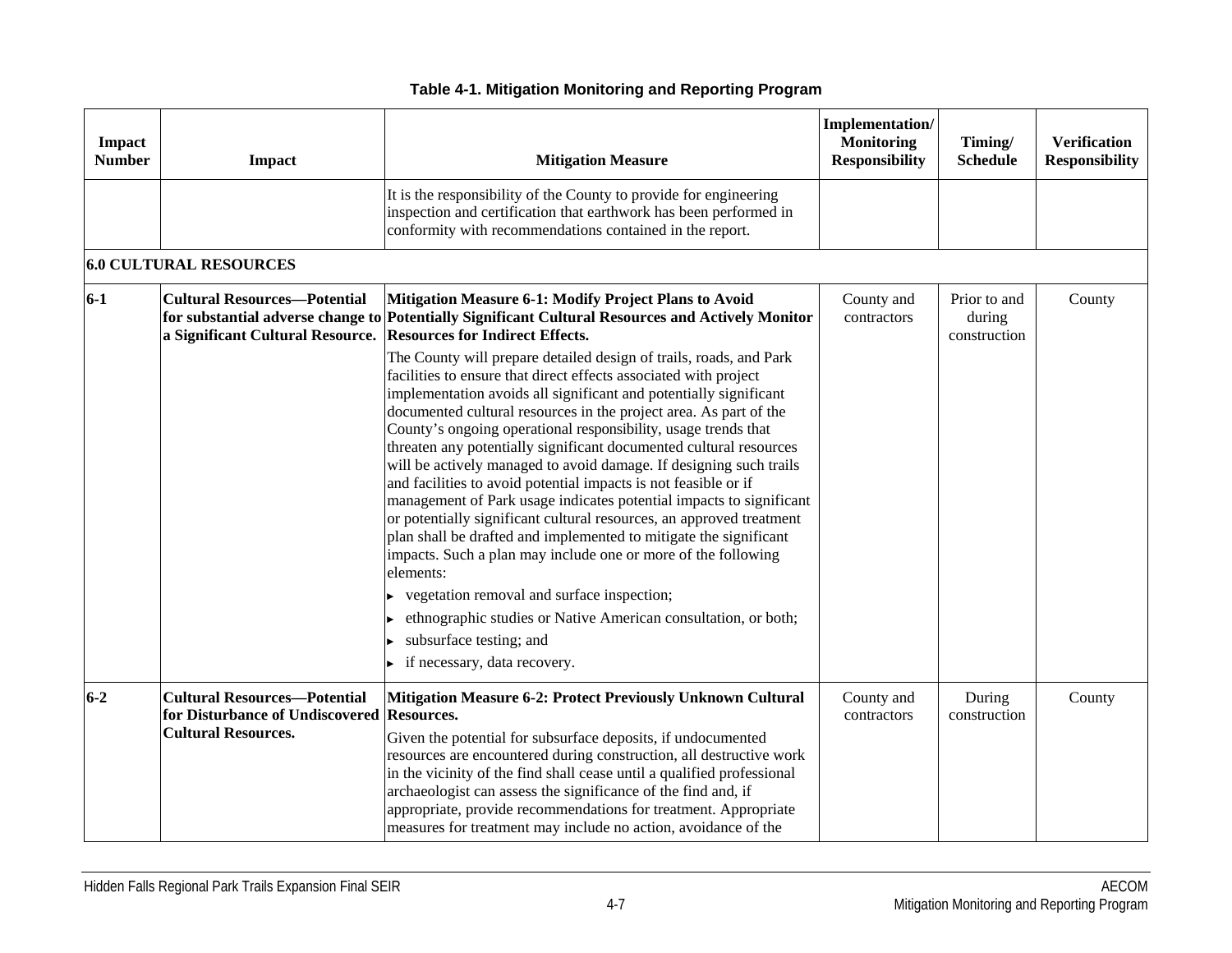**Table 4-1. Mitigation Monitoring and Reporting Program**

| Impact Number | Impact | Mitigation Measure | Implementation/ Monitoring Responsibility | Timing/ Schedule | Verification Responsibility |
|---|---|---|---|---|---|
| | | It is the responsibility of the County to provide for engineering inspection and certification that earthwork has been performed in conformity with recommendations contained in the report. | | | |
| **6.0 CULTURAL RESOURCES** | | | | | |
| **6-1** | **Cultural Resources—Potential for substantial adverse change to a Significant Cultural Resource.** | **Mitigation Measure 6-1: Modify Project Plans to Avoid Potentially Significant Cultural Resources and Actively Monitor Resources for Indirect Effects.**<br>The County will prepare detailed design of trails, roads, and Park facilities to ensure that direct effects associated with project implementation avoids all significant and potentially significant documented cultural resources in the project area. As part of the County's ongoing operational responsibility, usage trends that threaten any potentially significant documented cultural resources will be actively managed to avoid damage. If designing such trails and facilities to avoid potential impacts is not feasible or if management of Park usage indicates potential impacts to significant or potentially significant cultural resources, an approved treatment plan shall be drafted and implemented to mitigate the significant impacts. Such a plan may include one or more of the following elements:<br>▸ vegetation removal and surface inspection;<br>▸ ethnographic studies or Native American consultation, or both;<br>▸ subsurface testing; and<br>▸ if necessary, data recovery. | County and contractors | Prior to and during construction | County |
| **6-2** | **Cultural Resources—Potential for Disturbance of Undiscovered Cultural Resources.** | **Mitigation Measure 6-2: Protect Previously Unknown Cultural Resources.**<br>Given the potential for subsurface deposits, if undocumented resources are encountered during construction, all destructive work in the vicinity of the find shall cease until a qualified professional archaeologist can assess the significance of the find and, if appropriate, provide recommendations for treatment. Appropriate measures for treatment may include no action, avoidance of the | County and contractors | During construction | County |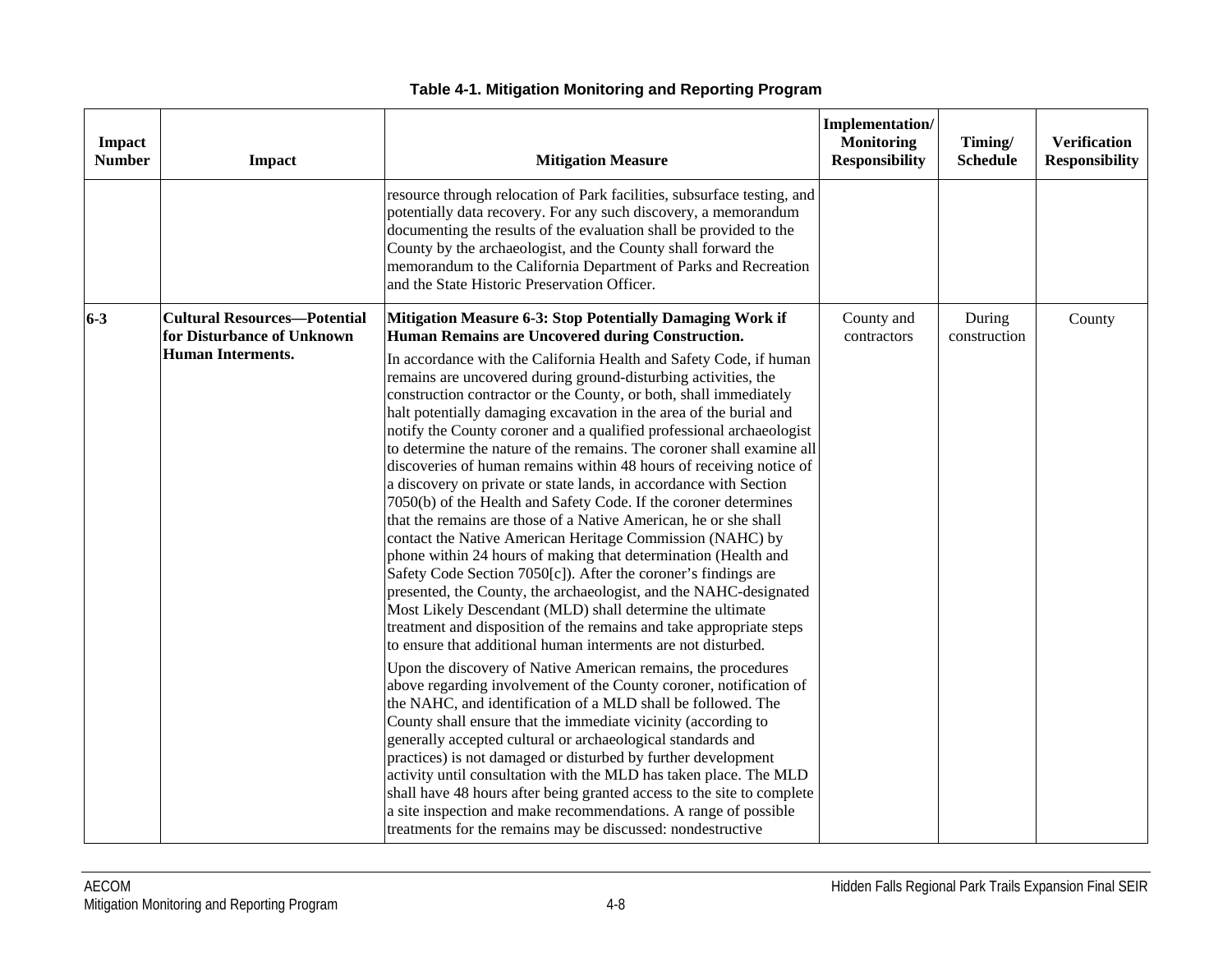**Table 4-1. Mitigation Monitoring and Reporting Program**

| Impact Number | Impact | Mitigation Measure | Implementation/ Monitoring Responsibility | Timing/ Schedule | Verification Responsibility |
|---|---|---|---|---|---|
| | | resource through relocation of Park facilities, subsurface testing, and potentially data recovery. For any such discovery, a memorandum documenting the results of the evaluation shall be provided to the County by the archaeologist, and the County shall forward the memorandum to the California Department of Parks and Recreation and the State Historic Preservation Officer. | | | |
| **6-3** | **Cultural Resources—Potential for Disturbance of Unknown Human Interments.** | **Mitigation Measure 6-3: Stop Potentially Damaging Work if Human Remains are Uncovered during Construction.**<br><br>In accordance with the California Health and Safety Code, if human remains are uncovered during ground-disturbing activities, the construction contractor or the County, or both, shall immediately halt potentially damaging excavation in the area of the burial and notify the County coroner and a qualified professional archaeologist to determine the nature of the remains. The coroner shall examine all discoveries of human remains within 48 hours of receiving notice of a discovery on private or state lands, in accordance with Section 7050(b) of the Health and Safety Code. If the coroner determines that the remains are those of a Native American, he or she shall contact the Native American Heritage Commission (NAHC) by phone within 24 hours of making that determination (Health and Safety Code Section 7050[c]). After the coroner's findings are presented, the County, the archaeologist, and the NAHC-designated Most Likely Descendant (MLD) shall determine the ultimate treatment and disposition of the remains and take appropriate steps to ensure that additional human interments are not disturbed.<br><br>Upon the discovery of Native American remains, the procedures above regarding involvement of the County coroner, notification of the NAHC, and identification of a MLD shall be followed. The County shall ensure that the immediate vicinity (according to generally accepted cultural or archaeological standards and practices) is not damaged or disturbed by further development activity until consultation with the MLD has taken place. The MLD shall have 48 hours after being granted access to the site to complete a site inspection and make recommendations. A range of possible treatments for the remains may be discussed: nondestructive | County and contractors | During construction | County |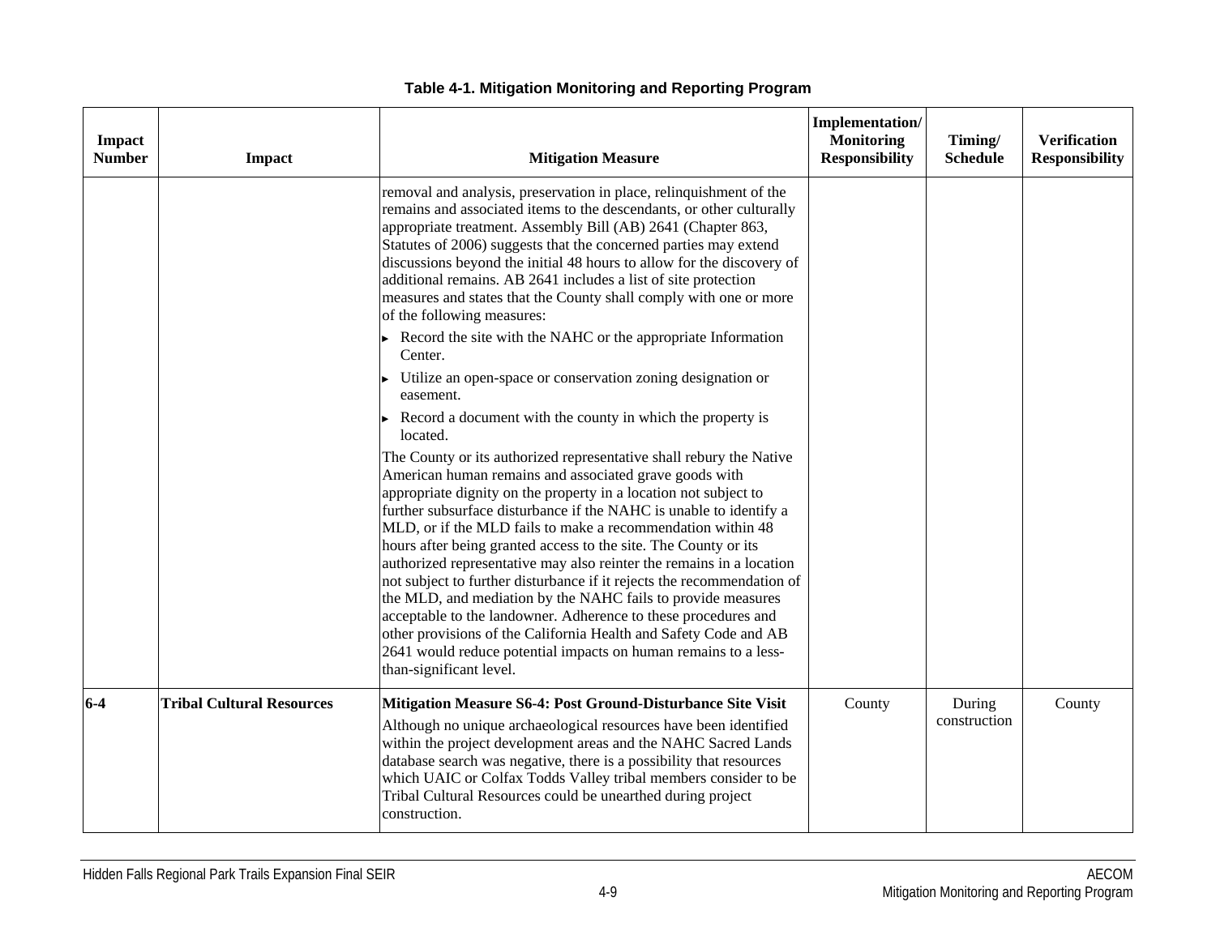**Table 4-1. Mitigation Monitoring and Reporting Program**

| Impact Number | Impact | Mitigation Measure | Implementation/ Monitoring Responsibility | Timing/ Schedule | Verification Responsibility |
|---|---|---|---|---|---|
| | | removal and analysis, preservation in place, relinquishment of the remains and associated items to the descendants, or other culturally appropriate treatment. Assembly Bill (AB) 2641 (Chapter 863, Statutes of 2006) suggests that the concerned parties may extend discussions beyond the initial 48 hours to allow for the discovery of additional remains. AB 2641 includes a list of site protection measures and states that the County shall comply with one or more of the following measures:<br>▸ Record the site with the NAHC or the appropriate Information Center.<br>▸ Utilize an open-space or conservation zoning designation or easement.<br>▸ Record a document with the county in which the property is located.<br>The County or its authorized representative shall rebury the Native American human remains and associated grave goods with appropriate dignity on the property in a location not subject to further subsurface disturbance if the NAHC is unable to identify a MLD, or if the MLD fails to make a recommendation within 48 hours after being granted access to the site. The County or its authorized representative may also reinter the remains in a location not subject to further disturbance if it rejects the recommendation of the MLD, and mediation by the NAHC fails to provide measures acceptable to the landowner. Adherence to these procedures and other provisions of the California Health and Safety Code and AB 2641 would reduce potential impacts on human remains to a less-than-significant level. | | | |
| **6-4** | **Tribal Cultural Resources** | **Mitigation Measure S6-4: Post Ground-Disturbance Site Visit**<br>Although no unique archaeological resources have been identified within the project development areas and the NAHC Sacred Lands database search was negative, there is a possibility that resources which UAIC or Colfax Todds Valley tribal members consider to be Tribal Cultural Resources could be unearthed during project construction. | County | During construction | County |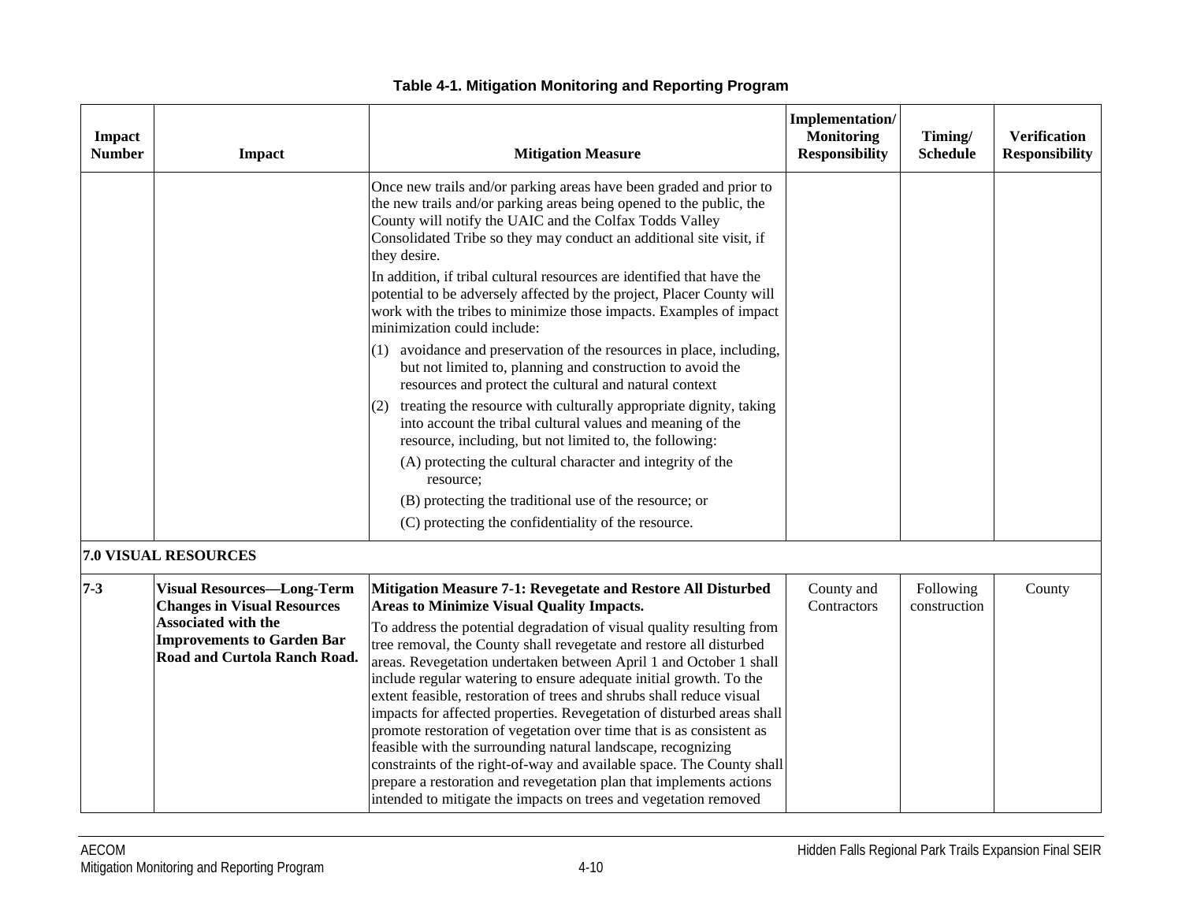**Table 4-1. Mitigation Monitoring and Reporting Program**

| Impact Number | Impact | Mitigation Measure | Implementation/ Monitoring Responsibility | Timing/ Schedule | Verification Responsibility |
|---|---|---|---|---|---|
| | | Once new trails and/or parking areas have been graded and prior to the new trails and/or parking areas being opened to the public, the County will notify the UAIC and the Colfax Todds Valley Consolidated Tribe so they may conduct an additional site visit, if they desire.<br><br>In addition, if tribal cultural resources are identified that have the potential to be adversely affected by the project, Placer County will work with the tribes to minimize those impacts. Examples of impact minimization could include:<br><br>(1) avoidance and preservation of the resources in place, including, but not limited to, planning and construction to avoid the resources and protect the cultural and natural context<br><br>(2) treating the resource with culturally appropriate dignity, taking into account the tribal cultural values and meaning of the resource, including, but not limited to, the following:<br><br>(A) protecting the cultural character and integrity of the resource;<br><br>(B) protecting the traditional use of the resource; or<br><br>(C) protecting the confidentiality of the resource. | | | |
| **7.0 VISUAL RESOURCES** | | | | | |
| **7-3** | **Visual Resources—Long-Term Changes in Visual Resources Associated with the Improvements to Garden Bar Road and Curtola Ranch Road.** | **Mitigation Measure 7-1: Revegetate and Restore All Disturbed Areas to Minimize Visual Quality Impacts.**<br><br>To address the potential degradation of visual quality resulting from tree removal, the County shall revegetate and restore all disturbed areas. Revegetation undertaken between April 1 and October 1 shall include regular watering to ensure adequate initial growth. To the extent feasible, restoration of trees and shrubs shall reduce visual impacts for affected properties. Revegetation of disturbed areas shall promote restoration of vegetation over time that is as consistent as feasible with the surrounding natural landscape, recognizing constraints of the right-of-way and available space. The County shall prepare a restoration and revegetation plan that implements actions intended to mitigate the impacts on trees and vegetation removed | County and Contractors | Following construction | County |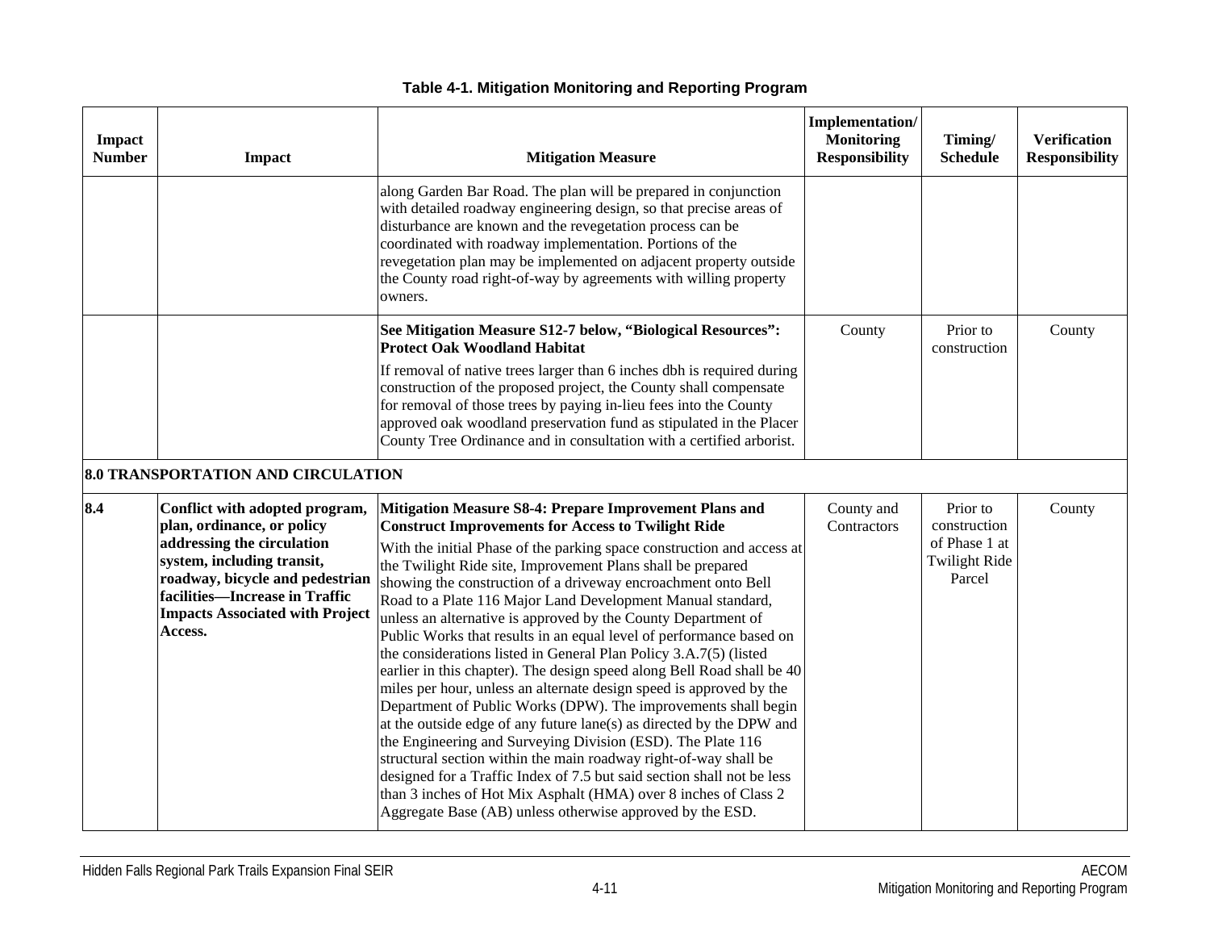**Table 4-1. Mitigation Monitoring and Reporting Program**

| Impact Number | Impact | Mitigation Measure | Implementation/ Monitoring Responsibility | Timing/ Schedule | Verification Responsibility |
|---|---|---|---|---|---|
| | | along Garden Bar Road. The plan will be prepared in conjunction with detailed roadway engineering design, so that precise areas of disturbance are known and the revegetation process can be coordinated with roadway implementation. Portions of the revegetation plan may be implemented on adjacent property outside the County road right-of-way by agreements with willing property owners. | | | |
| | | **See Mitigation Measure S12-7 below, "Biological Resources": Protect Oak Woodland Habitat** If removal of native trees larger than 6 inches dbh is required during construction of the proposed project, the County shall compensate for removal of those trees by paying in-lieu fees into the County approved oak woodland preservation fund as stipulated in the Placer County Tree Ordinance and in consultation with a certified arborist. | County | Prior to construction | County |
| **8.0 TRANSPORTATION AND CIRCULATION** | | | | | |
| **8.4** | **Conflict with adopted program, plan, ordinance, or policy addressing the circulation system, including transit, roadway, bicycle and pedestrian facilities—Increase in Traffic Impacts Associated with Project Access.** | **Mitigation Measure S8-4: Prepare Improvement Plans and Construct Improvements for Access to Twilight Ride** With the initial Phase of the parking space construction and access at the Twilight Ride site, Improvement Plans shall be prepared showing the construction of a driveway encroachment onto Bell Road to a Plate 116 Major Land Development Manual standard, unless an alternative is approved by the County Department of Public Works that results in an equal level of performance based on the considerations listed in General Plan Policy 3.A.7(5) (listed earlier in this chapter). The design speed along Bell Road shall be 40 miles per hour, unless an alternate design speed is approved by the Department of Public Works (DPW). The improvements shall begin at the outside edge of any future lane(s) as directed by the DPW and the Engineering and Surveying Division (ESD). The Plate 116 structural section within the main roadway right-of-way shall be designed for a Traffic Index of 7.5 but said section shall not be less than 3 inches of Hot Mix Asphalt (HMA) over 8 inches of Class 2 Aggregate Base (AB) unless otherwise approved by the ESD. | County and Contractors | Prior to construction of Phase 1 at Twilight Ride Parcel | County |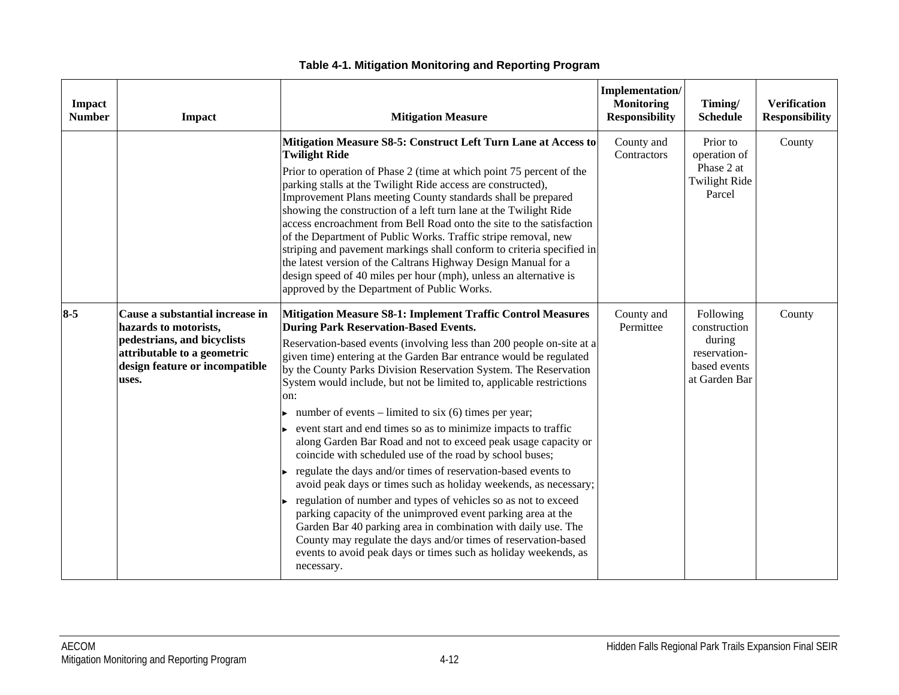**Table 4-1. Mitigation Monitoring and Reporting Program**

| Impact Number | Impact | Mitigation Measure | Implementation/ Monitoring Responsibility | Timing/ Schedule | Verification Responsibility |
|---|---|---|---|---|---|
| | | **Mitigation Measure S8-5: Construct Left Turn Lane at Access to Twilight Ride**<br>Prior to operation of Phase 2 (time at which point 75 percent of the parking stalls at the Twilight Ride access are constructed), Improvement Plans meeting County standards shall be prepared showing the construction of a left turn lane at the Twilight Ride access encroachment from Bell Road onto the site to the satisfaction of the Department of Public Works. Traffic stripe removal, new striping and pavement markings shall conform to criteria specified in the latest version of the Caltrans Highway Design Manual for a design speed of 40 miles per hour (mph), unless an alternative is approved by the Department of Public Works. | County and Contractors | Prior to operation of Phase 2 at Twilight Ride Parcel | County |
| **8-5** | **Cause a substantial increase in hazards to motorists, pedestrians, and bicyclists attributable to a geometric design feature or incompatible uses.** | **Mitigation Measure S8-1: Implement Traffic Control Measures During Park Reservation-Based Events.**<br>Reservation-based events (involving less than 200 people on-site at a given time) entering at the Garden Bar entrance would be regulated by the County Parks Division Reservation System. The Reservation System would include, but not be limited to, applicable restrictions on:<br>▸ number of events – limited to six (6) times per year;<br>▸ event start and end times so as to minimize impacts to traffic along Garden Bar Road and not to exceed peak usage capacity or coincide with scheduled use of the road by school buses;<br>▸ regulate the days and/or times of reservation-based events to avoid peak days or times such as holiday weekends, as necessary;<br>▸ regulation of number and types of vehicles so as not to exceed parking capacity of the unimproved event parking area at the Garden Bar 40 parking area in combination with daily use. The County may regulate the days and/or times of reservation-based events to avoid peak days or times such as holiday weekends, as necessary. | County and Permittee | Following construction during reservation-based events at Garden Bar | County |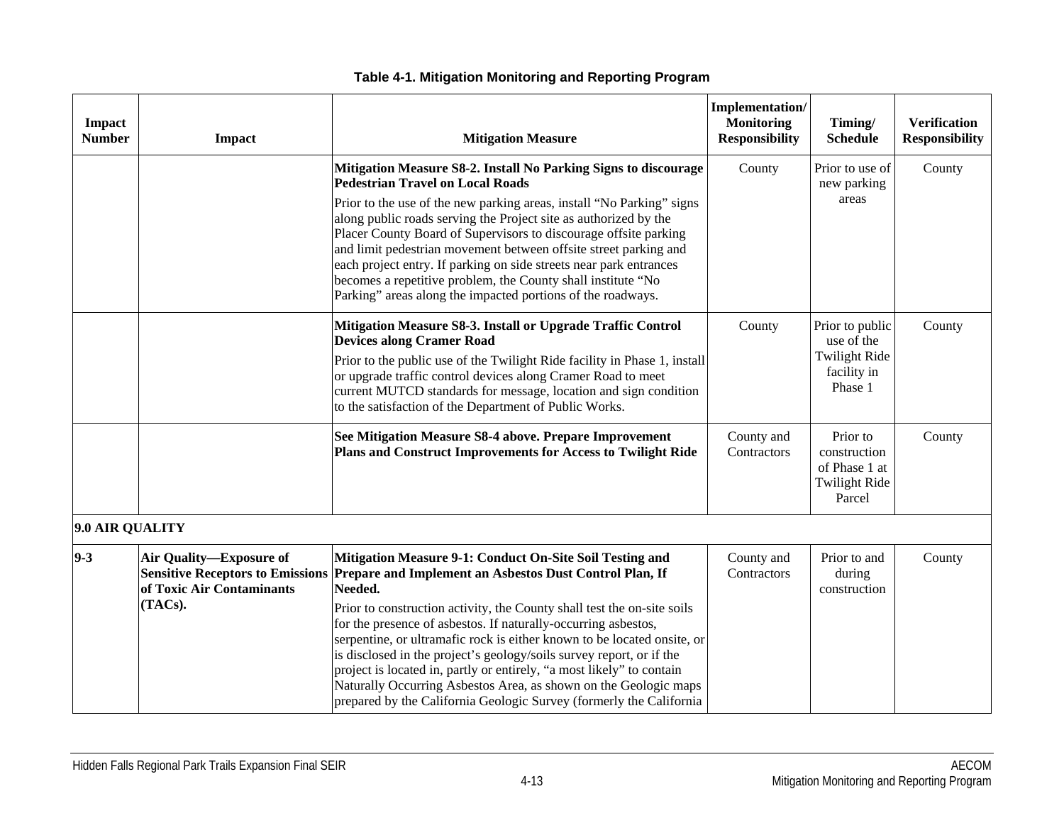**Table 4-1. Mitigation Monitoring and Reporting Program**

| Impact Number | Impact | Mitigation Measure | Implementation/ Monitoring Responsibility | Timing/ Schedule | Verification Responsibility |
|---|---|---|---|---|---|
| | | **Mitigation Measure S8-2. Install No Parking Signs to discourage Pedestrian Travel on Local Roads**<br><br>Prior to the use of the new parking areas, install "No Parking" signs along public roads serving the Project site as authorized by the Placer County Board of Supervisors to discourage offsite parking and limit pedestrian movement between offsite street parking and each project entry. If parking on side streets near park entrances becomes a repetitive problem, the County shall institute "No Parking" areas along the impacted portions of the roadways. | County | Prior to use of new parking areas | County |
| | | **Mitigation Measure S8-3. Install or Upgrade Traffic Control Devices along Cramer Road**<br><br>Prior to the public use of the Twilight Ride facility in Phase 1, install or upgrade traffic control devices along Cramer Road to meet current MUTCD standards for message, location and sign condition to the satisfaction of the Department of Public Works. | County | Prior to public use of the Twilight Ride facility in Phase 1 | County |
| | | **See Mitigation Measure S8-4 above. Prepare Improvement Plans and Construct Improvements for Access to Twilight Ride** | County and Contractors | Prior to construction of Phase 1 at Twilight Ride Parcel | County |
| **9.0 AIR QUALITY** | | | | | |
| **9-3** | **Air Quality—Exposure of Sensitive Receptors to Emissions of Toxic Air Contaminants (TACs).** | **Mitigation Measure 9-1: Conduct On-Site Soil Testing and Prepare and Implement an Asbestos Dust Control Plan, If Needed.**<br><br>Prior to construction activity, the County shall test the on-site soils for the presence of asbestos. If naturally-occurring asbestos, serpentine, or ultramafic rock is either known to be located onsite, or is disclosed in the project's geology/soils survey report, or if the project is located in, partly or entirely, "a most likely" to contain Naturally Occurring Asbestos Area, as shown on the Geologic maps prepared by the California Geologic Survey (formerly the California | County and Contractors | Prior to and during construction | County |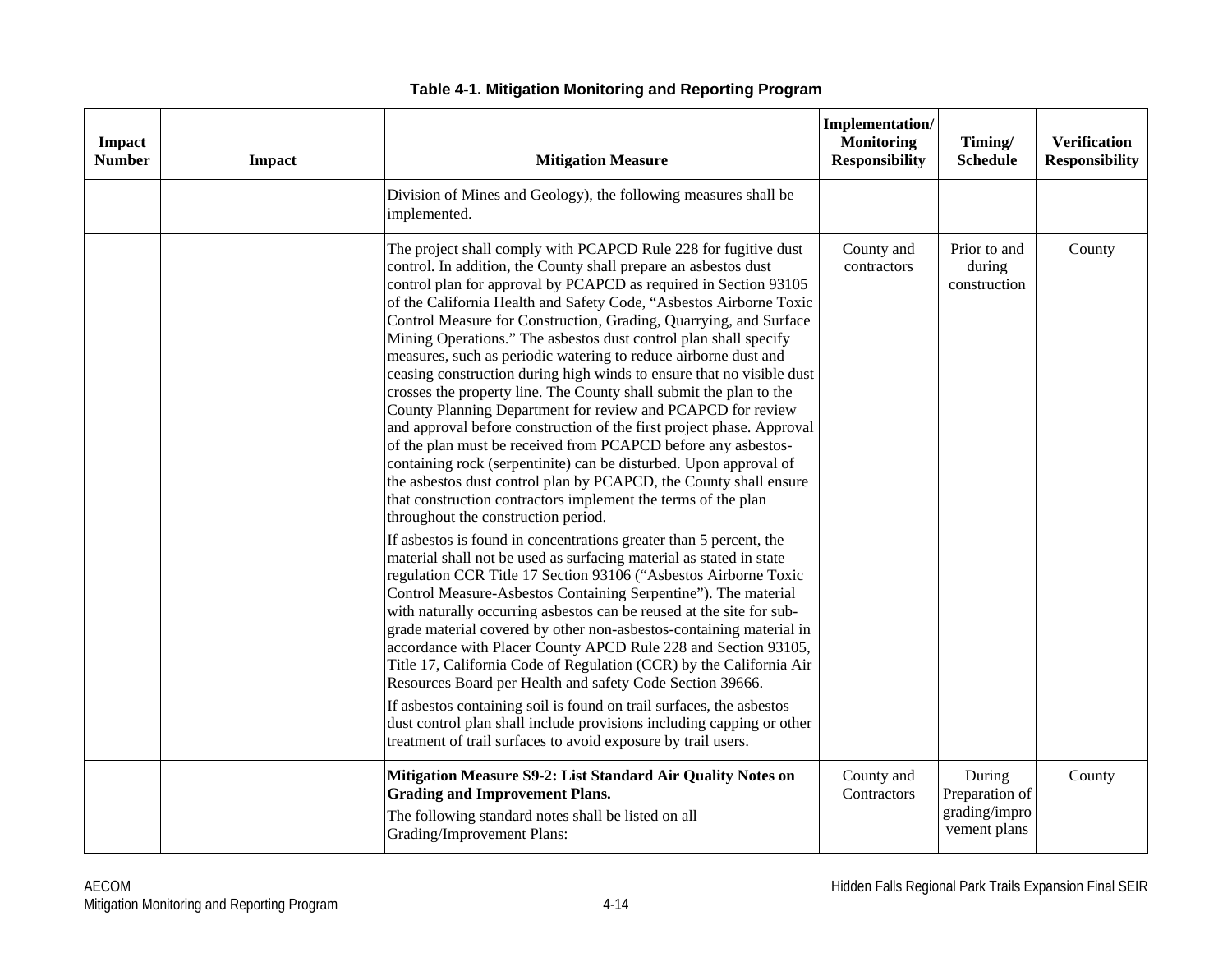**Table 4-1. Mitigation Monitoring and Reporting Program**

| Impact Number | Impact | Mitigation Measure | Implementation/ Monitoring Responsibility | Timing/ Schedule | Verification Responsibility |
|---|---|---|---|---|---|
| | | Division of Mines and Geology), the following measures shall be implemented. | | | |
| | | The project shall comply with PCAPCD Rule 228 for fugitive dust control. In addition, the County shall prepare an asbestos dust control plan for approval by PCAPCD as required in Section 93105 of the California Health and Safety Code, "Asbestos Airborne Toxic Control Measure for Construction, Grading, Quarrying, and Surface Mining Operations." The asbestos dust control plan shall specify measures, such as periodic watering to reduce airborne dust and ceasing construction during high winds to ensure that no visible dust crosses the property line. The County shall submit the plan to the County Planning Department for review and PCAPCD for review and approval before construction of the first project phase. Approval of the plan must be received from PCAPCD before any asbestos-containing rock (serpentinite) can be disturbed. Upon approval of the asbestos dust control plan by PCAPCD, the County shall ensure that construction contractors implement the terms of the plan throughout the construction period.<br><br>If asbestos is found in concentrations greater than 5 percent, the material shall not be used as surfacing material as stated in state regulation CCR Title 17 Section 93106 ("Asbestos Airborne Toxic Control Measure-Asbestos Containing Serpentine"). The material with naturally occurring asbestos can be reused at the site for sub-grade material covered by other non-asbestos-containing material in accordance with Placer County APCD Rule 228 and Section 93105, Title 17, California Code of Regulation (CCR) by the California Air Resources Board per Health and safety Code Section 39666.<br><br>If asbestos containing soil is found on trail surfaces, the asbestos dust control plan shall include provisions including capping or other treatment of trail surfaces to avoid exposure by trail users. | County and contractors | Prior to and during construction | County |
| | | **Mitigation Measure S9-2: List Standard Air Quality Notes on Grading and Improvement Plans.**<br>The following standard notes shall be listed on all Grading/Improvement Plans: | County and Contractors | During Preparation of grading/improvement plans | County |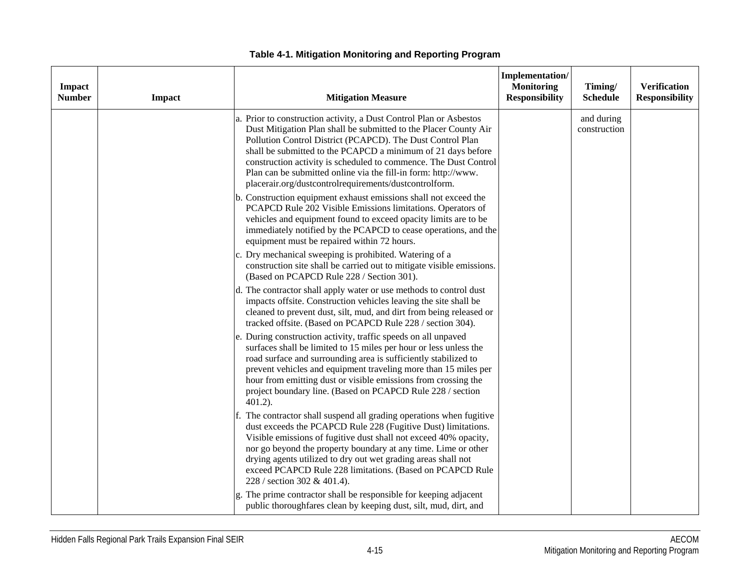**Table 4-1. Mitigation Monitoring and Reporting Program**

| Impact Number | Impact | Mitigation Measure | Implementation/ Monitoring Responsibility | Timing/ Schedule | Verification Responsibility |
|---|---|---|---|---|---|
| | | a. Prior to construction activity, a Dust Control Plan or Asbestos Dust Mitigation Plan shall be submitted to the Placer County Air Pollution Control District (PCAPCD). The Dust Control Plan shall be submitted to the PCAPCD a minimum of 21 days before construction activity is scheduled to commence. The Dust Control Plan can be submitted online via the fill-in form: http://www. placerair.org/dustcontrolrequirements/dustcontrolform.<br>b. Construction equipment exhaust emissions shall not exceed the PCAPCD Rule 202 Visible Emissions limitations. Operators of vehicles and equipment found to exceed opacity limits are to be immediately notified by the PCAPCD to cease operations, and the equipment must be repaired within 72 hours.<br>c. Dry mechanical sweeping is prohibited. Watering of a construction site shall be carried out to mitigate visible emissions. (Based on PCAPCD Rule 228 / Section 301).<br>d. The contractor shall apply water or use methods to control dust impacts offsite. Construction vehicles leaving the site shall be cleaned to prevent dust, silt, mud, and dirt from being released or tracked offsite. (Based on PCAPCD Rule 228 / section 304).<br>e. During construction activity, traffic speeds on all unpaved surfaces shall be limited to 15 miles per hour or less unless the road surface and surrounding area is sufficiently stabilized to prevent vehicles and equipment traveling more than 15 miles per hour from emitting dust or visible emissions from crossing the project boundary line. (Based on PCAPCD Rule 228 / section 401.2).<br>f. The contractor shall suspend all grading operations when fugitive dust exceeds the PCAPCD Rule 228 (Fugitive Dust) limitations. Visible emissions of fugitive dust shall not exceed 40% opacity, nor go beyond the property boundary at any time. Lime or other drying agents utilized to dry out wet grading areas shall not exceed PCAPCD Rule 228 limitations. (Based on PCAPCD Rule 228 / section 302 & 401.4).<br>g. The prime contractor shall be responsible for keeping adjacent public thoroughfares clean by keeping dust, silt, mud, dirt, and | | and during construction | |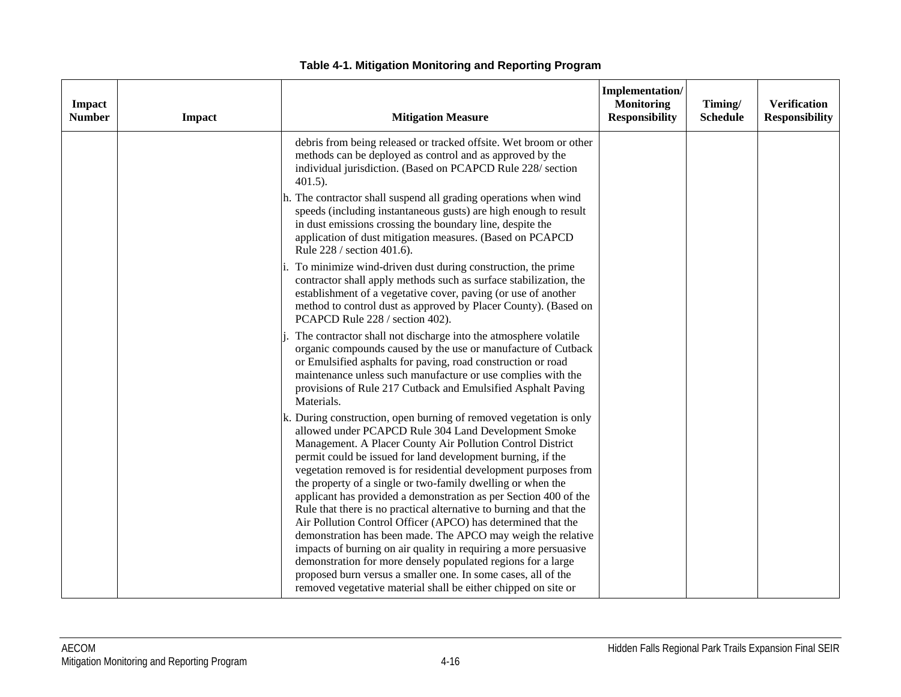**Table 4-1. Mitigation Monitoring and Reporting Program**

| Impact Number | Impact | Mitigation Measure | Implementation/ Monitoring Responsibility | Timing/ Schedule | Verification Responsibility |
|---|---|---|---|---|---|
| | | debris from being released or tracked offsite. Wet broom or other methods can be deployed as control and as approved by the individual jurisdiction. (Based on PCAPCD Rule 228/ section 401.5).<br>h. The contractor shall suspend all grading operations when wind speeds (including instantaneous gusts) are high enough to result in dust emissions crossing the boundary line, despite the application of dust mitigation measures. (Based on PCAPCD Rule 228 / section 401.6).<br>i. To minimize wind-driven dust during construction, the prime contractor shall apply methods such as surface stabilization, the establishment of a vegetative cover, paving (or use of another method to control dust as approved by Placer County). (Based on PCAPCD Rule 228 / section 402).<br>j. The contractor shall not discharge into the atmosphere volatile organic compounds caused by the use or manufacture of Cutback or Emulsified asphalts for paving, road construction or road maintenance unless such manufacture or use complies with the provisions of Rule 217 Cutback and Emulsified Asphalt Paving Materials.<br>k. During construction, open burning of removed vegetation is only allowed under PCAPCD Rule 304 Land Development Smoke Management. A Placer County Air Pollution Control District permit could be issued for land development burning, if the vegetation removed is for residential development purposes from the property of a single or two-family dwelling or when the applicant has provided a demonstration as per Section 400 of the Rule that there is no practical alternative to burning and that the Air Pollution Control Officer (APCO) has determined that the demonstration has been made. The APCO may weigh the relative impacts of burning on air quality in requiring a more persuasive demonstration for more densely populated regions for a large proposed burn versus a smaller one. In some cases, all of the removed vegetative material shall be either chipped on site or | | | |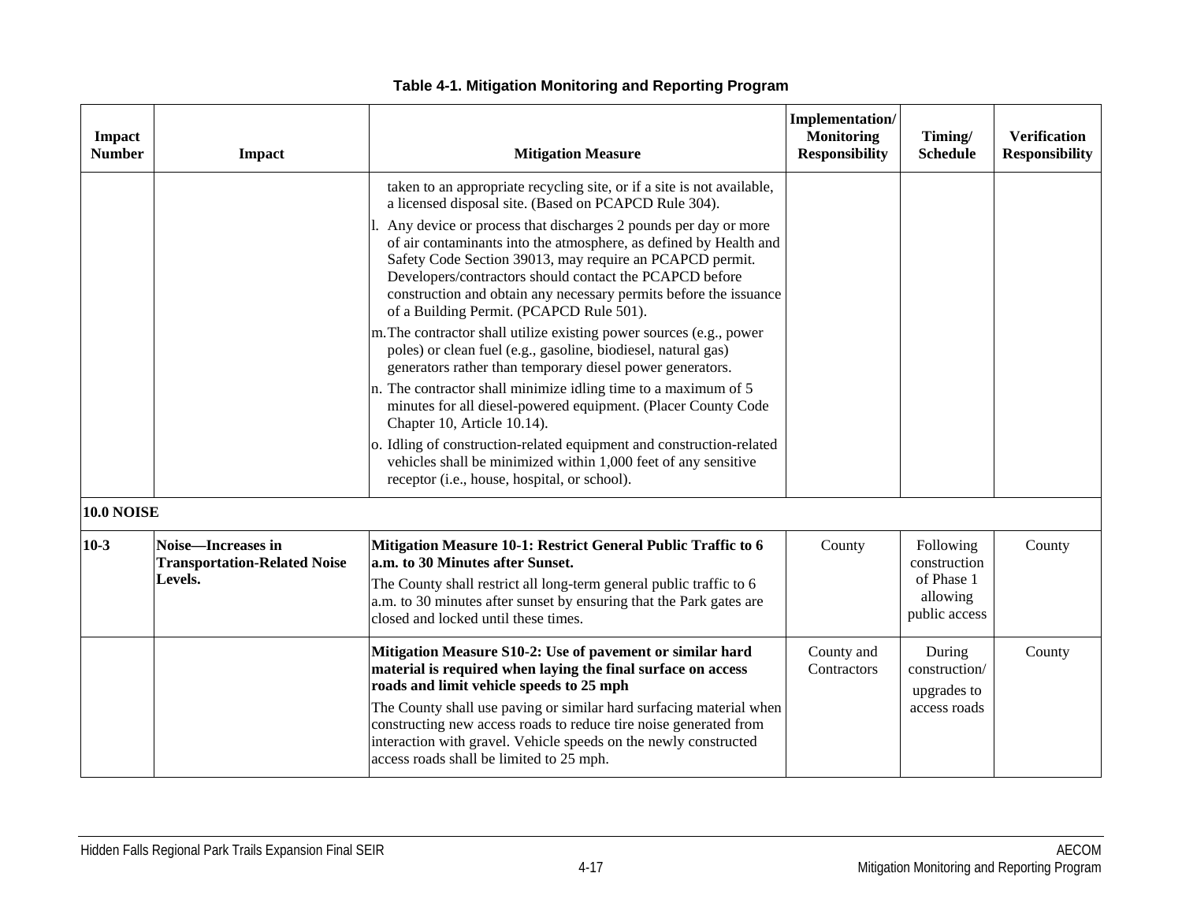**Table 4-1. Mitigation Monitoring and Reporting Program**

| Impact Number | Impact | Mitigation Measure | Implementation/ Monitoring Responsibility | Timing/ Schedule | Verification Responsibility |
|---|---|---|---|---|---|
| | | taken to an appropriate recycling site, or if a site is not available, a licensed disposal site. (Based on PCAPCD Rule 304).<br>l. Any device or process that discharges 2 pounds per day or more of air contaminants into the atmosphere, as defined by Health and Safety Code Section 39013, may require an PCAPCD permit. Developers/contractors should contact the PCAPCD before construction and obtain any necessary permits before the issuance of a Building Permit. (PCAPCD Rule 501).<br>m. The contractor shall utilize existing power sources (e.g., power poles) or clean fuel (e.g., gasoline, biodiesel, natural gas) generators rather than temporary diesel power generators.<br>n. The contractor shall minimize idling time to a maximum of 5 minutes for all diesel-powered equipment. (Placer County Code Chapter 10, Article 10.14).<br>o. Idling of construction-related equipment and construction-related vehicles shall be minimized within 1,000 feet of any sensitive receptor (i.e., house, hospital, or school). | | | |
| **10.0 NOISE** | | | | | |
| **10-3** | **Noise—Increases in Transportation-Related Noise Levels.** | **Mitigation Measure 10-1: Restrict General Public Traffic to 6 a.m. to 30 Minutes after Sunset.**<br>The County shall restrict all long-term general public traffic to 6 a.m. to 30 minutes after sunset by ensuring that the Park gates are closed and locked until these times. | County | Following construction of Phase 1 allowing public access | County |
| | | **Mitigation Measure S10-2: Use of pavement or similar hard material is required when laying the final surface on access roads and limit vehicle speeds to 25 mph**<br>The County shall use paving or similar hard surfacing material when constructing new access roads to reduce tire noise generated from interaction with gravel. Vehicle speeds on the newly constructed access roads shall be limited to 25 mph. | County and Contractors | During construction/ upgrades to access roads | County |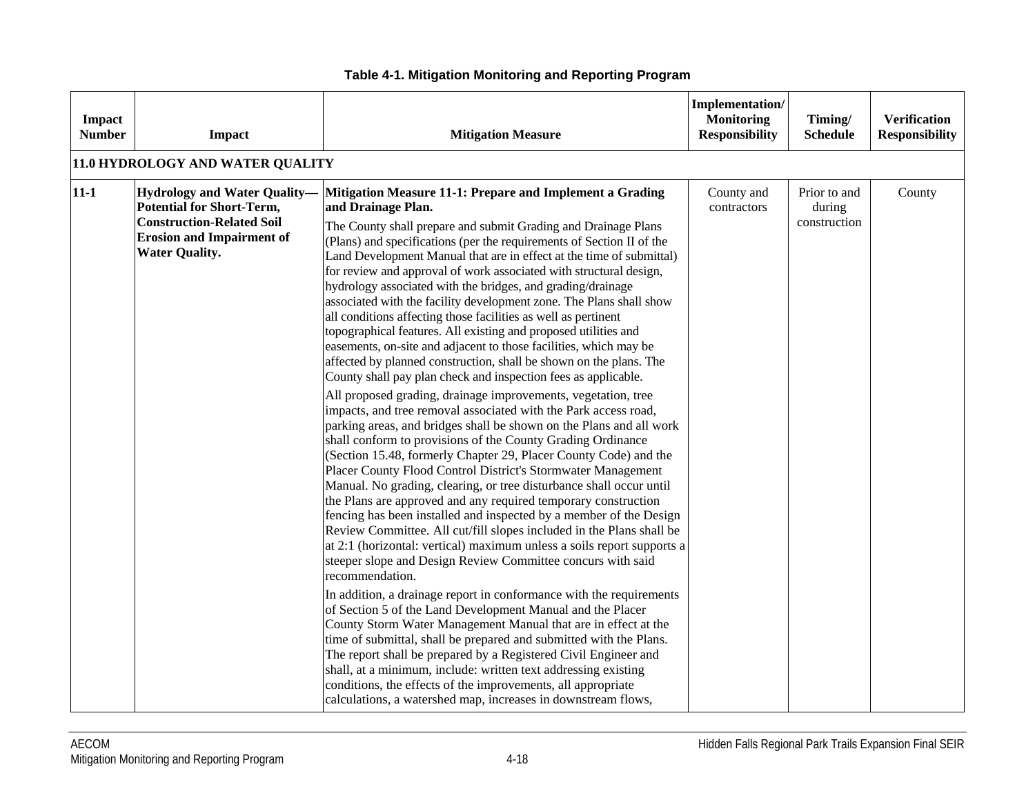**Table 4-1. Mitigation Monitoring and Reporting Program**

| Impact Number | Impact | Mitigation Measure | Implementation/ Monitoring Responsibility | Timing/ Schedule | Verification Responsibility |
|---|---|---|---|---|---|
| **11.0 HYDROLOGY AND WATER QUALITY** | | | | | |
| **11-1** | **Hydrology and Water Quality—Potential for Short-Term, Construction-Related Soil Erosion and Impairment of Water Quality.** | **Mitigation Measure 11-1: Prepare and Implement a Grading and Drainage Plan.**<br>The County shall prepare and submit Grading and Drainage Plans (Plans) and specifications (per the requirements of Section II of the Land Development Manual that are in effect at the time of submittal) for review and approval of work associated with structural design, hydrology associated with the bridges, and grading/drainage associated with the facility development zone. The Plans shall show all conditions affecting those facilities as well as pertinent topographical features. All existing and proposed utilities and easements, on-site and adjacent to those facilities, which may be affected by planned construction, shall be shown on the plans. The County shall pay plan check and inspection fees as applicable.<br>All proposed grading, drainage improvements, vegetation, tree impacts, and tree removal associated with the Park access road, parking areas, and bridges shall be shown on the Plans and all work shall conform to provisions of the County Grading Ordinance (Section 15.48, formerly Chapter 29, Placer County Code) and the Placer County Flood Control District's Stormwater Management Manual. No grading, clearing, or tree disturbance shall occur until the Plans are approved and any required temporary construction fencing has been installed and inspected by a member of the Design Review Committee. All cut/fill slopes included in the Plans shall be at 2:1 (horizontal: vertical) maximum unless a soils report supports a steeper slope and Design Review Committee concurs with said recommendation.<br>In addition, a drainage report in conformance with the requirements of Section 5 of the Land Development Manual and the Placer County Storm Water Management Manual that are in effect at the time of submittal, shall be prepared and submitted with the Plans. The report shall be prepared by a Registered Civil Engineer and shall, at a minimum, include: written text addressing existing conditions, the effects of the improvements, all appropriate calculations, a watershed map, increases in downstream flows, | County and contractors | Prior to and during construction | County |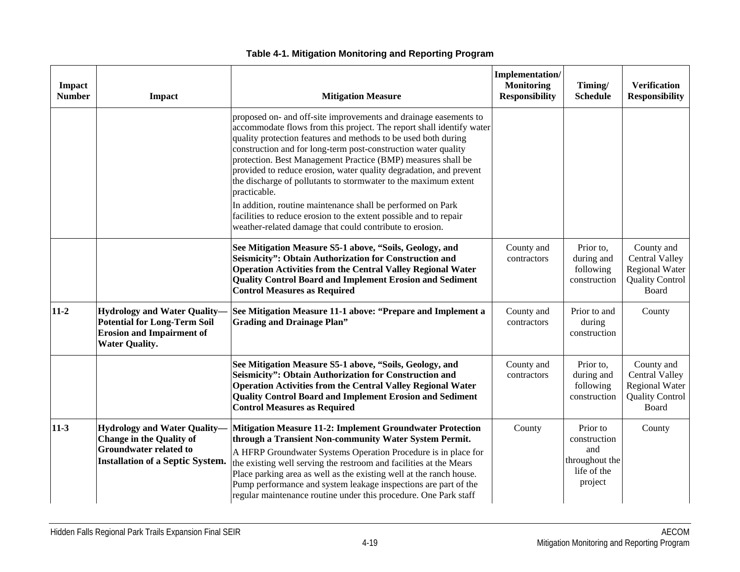**Table 4-1. Mitigation Monitoring and Reporting Program**

| Impact Number | Impact | Mitigation Measure | Implementation/ Monitoring Responsibility | Timing/ Schedule | Verification Responsibility |
|---|---|---|---|---|---|
| | | proposed on- and off-site improvements and drainage easements to accommodate flows from this project. The report shall identify water quality protection features and methods to be used both during construction and for long-term post-construction water quality protection. Best Management Practice (BMP) measures shall be provided to reduce erosion, water quality degradation, and prevent the discharge of pollutants to stormwater to the maximum extent practicable.<br>In addition, routine maintenance shall be performed on Park facilities to reduce erosion to the extent possible and to repair weather-related damage that could contribute to erosion. | | | |
| | | **See Mitigation Measure S5-1 above, "Soils, Geology, and Seismicity": Obtain Authorization for Construction and Operation Activities from the Central Valley Regional Water Quality Control Board and Implement Erosion and Sediment Control Measures as Required** | County and contractors | Prior to, during and following construction | County and Central Valley Regional Water Quality Control Board |
| **11-2** | **Hydrology and Water Quality—Potential for Long-Term Soil Erosion and Impairment of Water Quality.** | **See Mitigation Measure 11-1 above: "Prepare and Implement a Grading and Drainage Plan"** | County and contractors | Prior to and during construction | County |
| | | **See Mitigation Measure S5-1 above, "Soils, Geology, and Seismicity": Obtain Authorization for Construction and Operation Activities from the Central Valley Regional Water Quality Control Board and Implement Erosion and Sediment Control Measures as Required** | County and contractors | Prior to, during and following construction | County and Central Valley Regional Water Quality Control Board |
| **11-3** | **Hydrology and Water Quality—Change in the Quality of Groundwater related to Installation of a Septic System.** | **Mitigation Measure 11-2: Implement Groundwater Protection through a Transient Non-community Water System Permit.**<br>A HFRP Groundwater Systems Operation Procedure is in place for the existing well serving the restroom and facilities at the Mears Place parking area as well as the existing well at the ranch house. Pump performance and system leakage inspections are part of the regular maintenance routine under this procedure. One Park staff | County | Prior to construction and throughout the life of the project | County |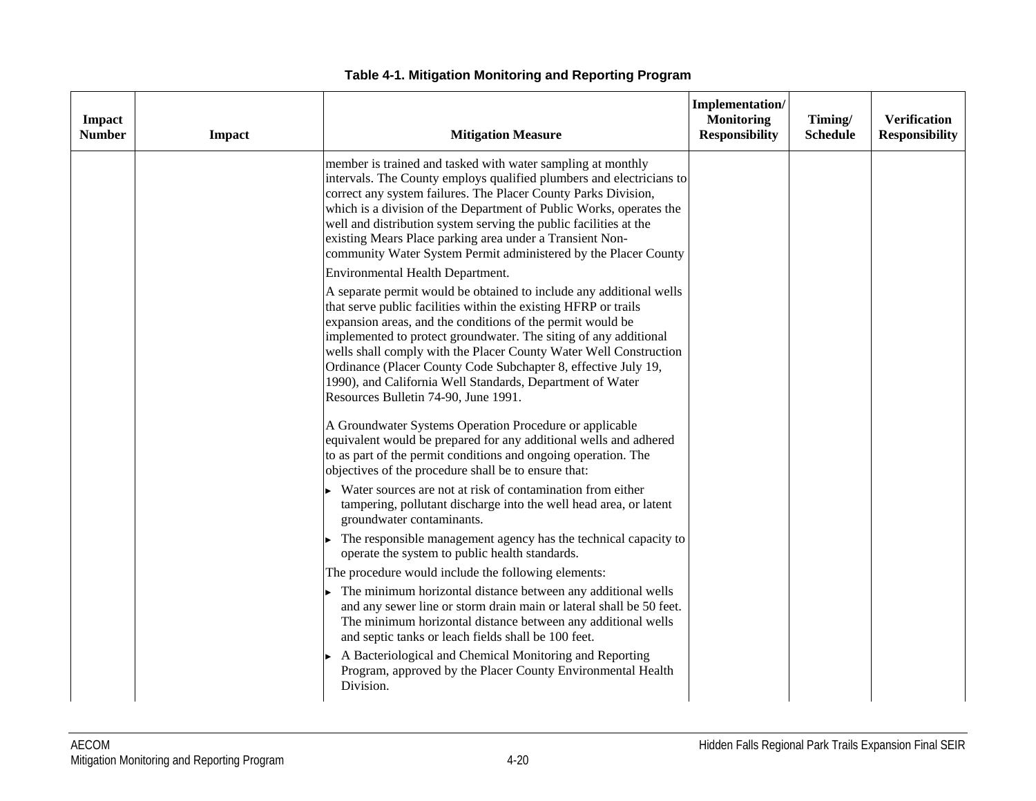**Table 4-1. Mitigation Monitoring and Reporting Program**

| Impact Number | Impact | Mitigation Measure | Implementation/ Monitoring Responsibility | Timing/ Schedule | Verification Responsibility |
|---|---|---|---|---|---|
| | | member is trained and tasked with water sampling at monthly intervals. The County employs qualified plumbers and electricians to correct any system failures. The Placer County Parks Division, which is a division of the Department of Public Works, operates the well and distribution system serving the public facilities at the existing Mears Place parking area under a Transient Non-community Water System Permit administered by the Placer County Environmental Health Department.<br><br>A separate permit would be obtained to include any additional wells that serve public facilities within the existing HFRP or trails expansion areas, and the conditions of the permit would be implemented to protect groundwater. The siting of any additional wells shall comply with the Placer County Water Well Construction Ordinance (Placer County Code Subchapter 8, effective July 19, 1990), and California Well Standards, Department of Water Resources Bulletin 74-90, June 1991.<br><br>A Groundwater Systems Operation Procedure or applicable equivalent would be prepared for any additional wells and adhered to as part of the permit conditions and ongoing operation. The objectives of the procedure shall be to ensure that:<br><br>► Water sources are not at risk of contamination from either tampering, pollutant discharge into the well head area, or latent groundwater contaminants.<br>► The responsible management agency has the technical capacity to operate the system to public health standards.<br><br>The procedure would include the following elements:<br><br>► The minimum horizontal distance between any additional wells and any sewer line or storm drain main or lateral shall be 50 feet. The minimum horizontal distance between any additional wells and septic tanks or leach fields shall be 100 feet.<br>► A Bacteriological and Chemical Monitoring and Reporting Program, approved by the Placer County Environmental Health Division. | | | |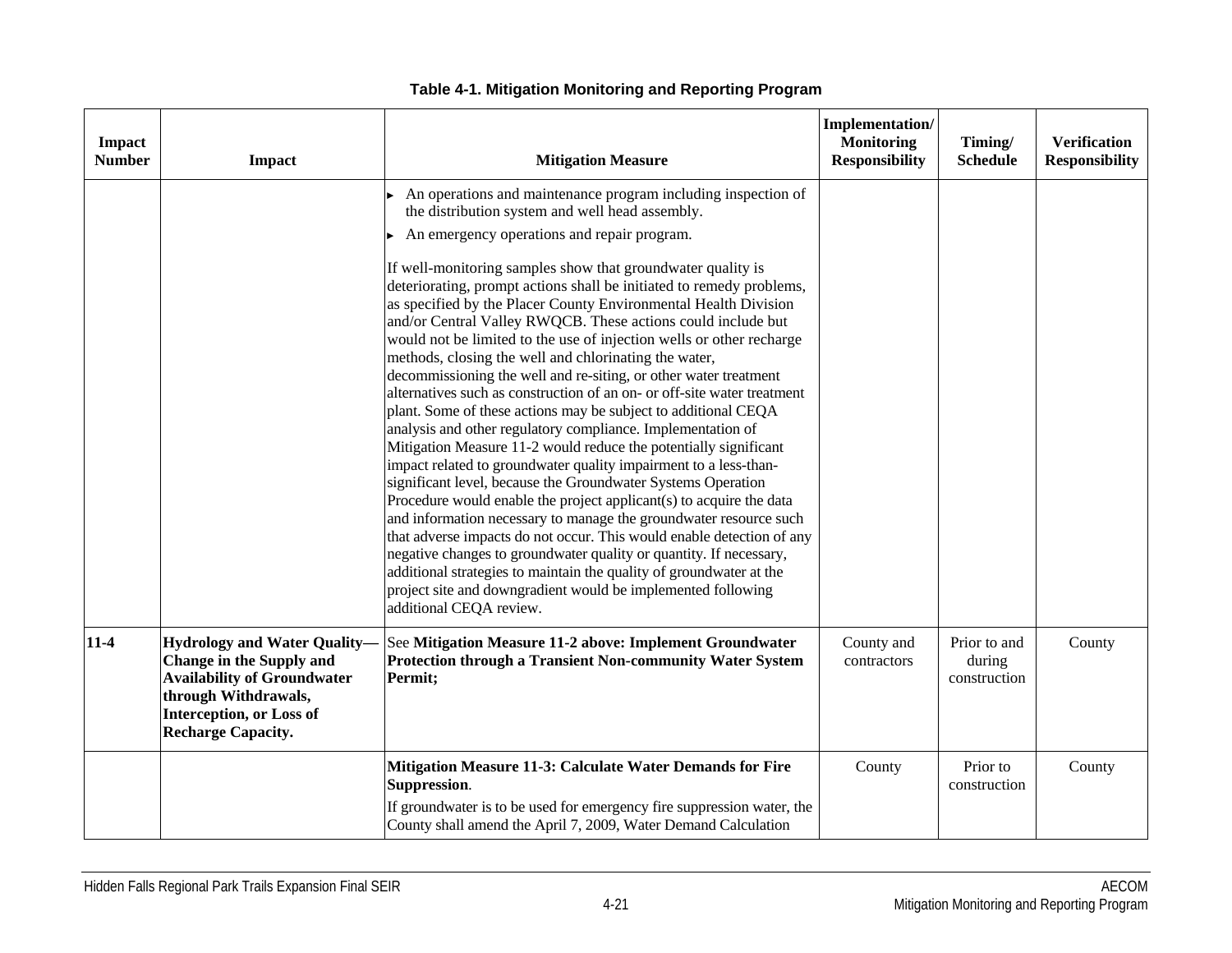**Table 4-1. Mitigation Monitoring and Reporting Program**

| Impact Number | Impact | Mitigation Measure | Implementation/ Monitoring Responsibility | Timing/ Schedule | Verification Responsibility |
|---|---|---|---|---|---|
| | | ▸ An operations and maintenance program including inspection of the distribution system and well head assembly.<br>▸ An emergency operations and repair program.<br><br>If well-monitoring samples show that groundwater quality is deteriorating, prompt actions shall be initiated to remedy problems, as specified by the Placer County Environmental Health Division and/or Central Valley RWQCB. These actions could include but would not be limited to the use of injection wells or other recharge methods, closing the well and chlorinating the water, decommissioning the well and re-siting, or other water treatment alternatives such as construction of an on- or off-site water treatment plant. Some of these actions may be subject to additional CEQA analysis and other regulatory compliance. Implementation of Mitigation Measure 11-2 would reduce the potentially significant impact related to groundwater quality impairment to a less-than-significant level, because the Groundwater Systems Operation Procedure would enable the project applicant(s) to acquire the data and information necessary to manage the groundwater resource such that adverse impacts do not occur. This would enable detection of any negative changes to groundwater quality or quantity. If necessary, additional strategies to maintain the quality of groundwater at the project site and downgradient would be implemented following additional CEQA review. | | | |
| **11-4** | **Hydrology and Water Quality—Change in the Supply and Availability of Groundwater through Withdrawals, Interception, or Loss of Recharge Capacity.** | See **Mitigation Measure 11-2 above: Implement Groundwater Protection through a Transient Non-community Water System Permit;** | County and contractors | Prior to and during construction | County |
| | | **Mitigation Measure 11-3: Calculate Water Demands for Fire Suppression**.<br>If groundwater is to be used for emergency fire suppression water, the County shall amend the April 7, 2009, Water Demand Calculation | County | Prior to construction | County |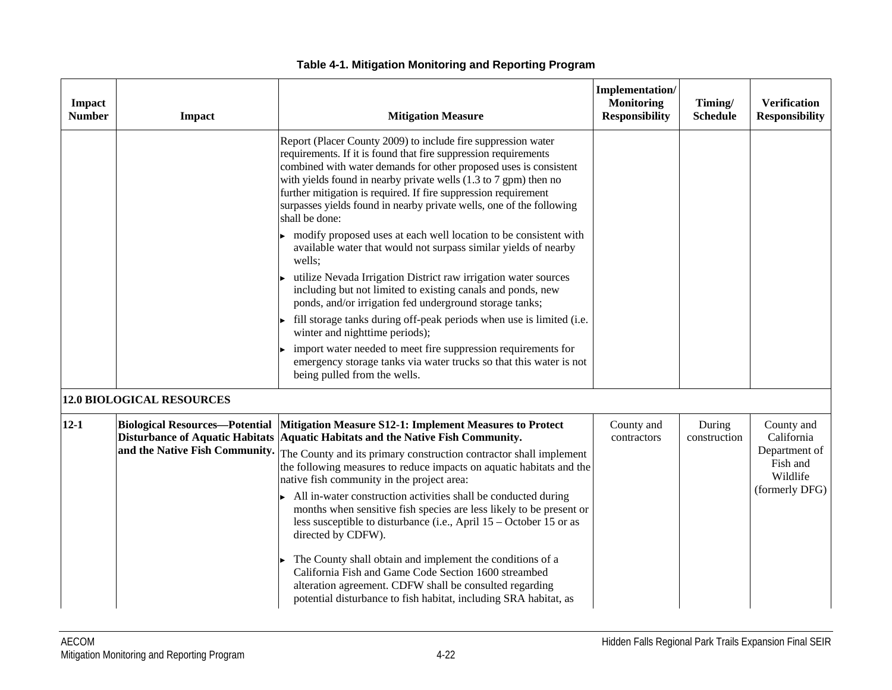**Table 4-1. Mitigation Monitoring and Reporting Program**

| Impact Number | Impact | Mitigation Measure | Implementation/ Monitoring Responsibility | Timing/ Schedule | Verification Responsibility |
|---|---|---|---|---|---|
| | | Report (Placer County 2009) to include fire suppression water requirements. If it is found that fire suppression requirements combined with water demands for other proposed uses is consistent with yields found in nearby private wells (1.3 to 7 gpm) then no further mitigation is required. If fire suppression requirement surpasses yields found in nearby private wells, one of the following shall be done:<br>▸ modify proposed uses at each well location to be consistent with available water that would not surpass similar yields of nearby wells;<br>▸ utilize Nevada Irrigation District raw irrigation water sources including but not limited to existing canals and ponds, new ponds, and/or irrigation fed underground storage tanks;<br>▸ fill storage tanks during off-peak periods when use is limited (i.e. winter and nighttime periods);<br>▸ import water needed to meet fire suppression requirements for emergency storage tanks via water trucks so that this water is not being pulled from the wells. | | | |
| **12.0 BIOLOGICAL RESOURCES** | | | | | |
| **12-1** | **Biological Resources—Potential Disturbance of Aquatic Habitats and the Native Fish Community.** | **Mitigation Measure S12-1: Implement Measures to Protect Aquatic Habitats and the Native Fish Community.**<br>The County and its primary construction contractor shall implement the following measures to reduce impacts on aquatic habitats and the native fish community in the project area:<br>▸ All in-water construction activities shall be conducted during months when sensitive fish species are less likely to be present or less susceptible to disturbance (i.e., April 15 – October 15 or as directed by CDFW).<br>▸ The County shall obtain and implement the conditions of a California Fish and Game Code Section 1600 streambed alteration agreement. CDFW shall be consulted regarding potential disturbance to fish habitat, including SRA habitat, as | County and contractors | During construction | County and California Department of Fish and Wildlife (formerly DFG) |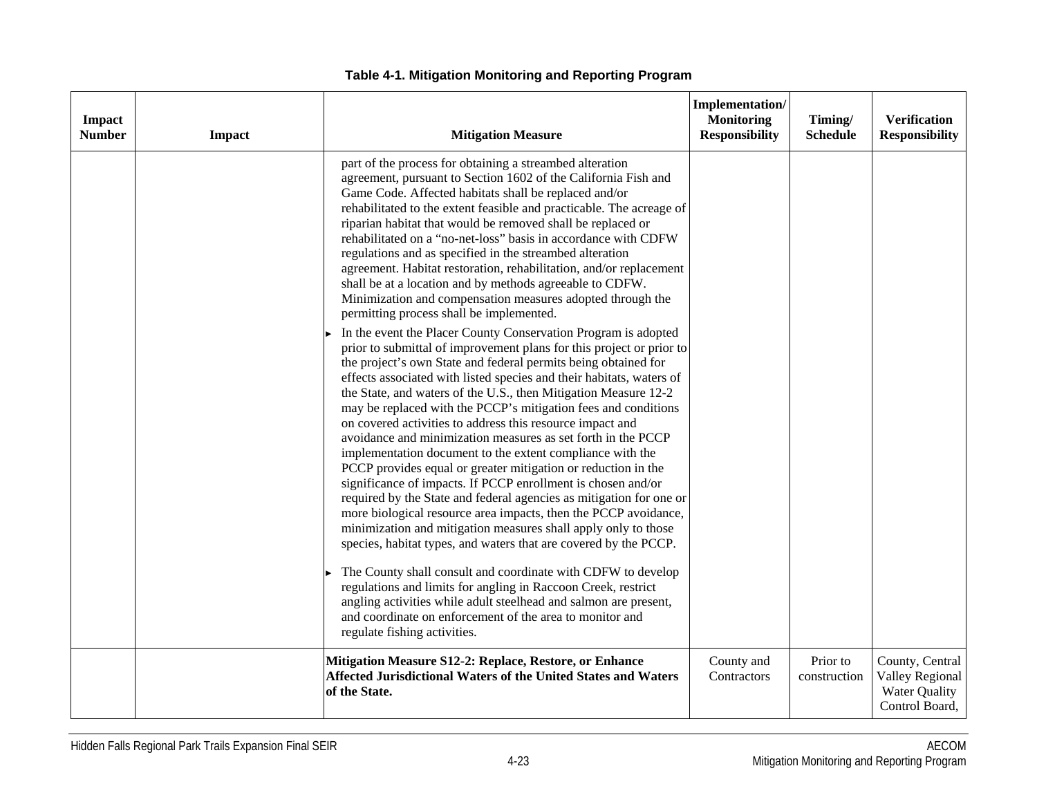**Table 4-1. Mitigation Monitoring and Reporting Program**

| Impact Number | Impact | Mitigation Measure | Implementation/ Monitoring Responsibility | Timing/ Schedule | Verification Responsibility |
|---|---|---|---|---|---|
| | | part of the process for obtaining a streambed alteration agreement, pursuant to Section 1602 of the California Fish and Game Code. Affected habitats shall be replaced and/or rehabilitated to the extent feasible and practicable. The acreage of riparian habitat that would be removed shall be replaced or rehabilitated on a "no-net-loss" basis in accordance with CDFW regulations and as specified in the streambed alteration agreement. Habitat restoration, rehabilitation, and/or replacement shall be at a location and by methods agreeable to CDFW. Minimization and compensation measures adopted through the permitting process shall be implemented.<br>► In the event the Placer County Conservation Program is adopted prior to submittal of improvement plans for this project or prior to the project's own State and federal permits being obtained for effects associated with listed species and their habitats, waters of the State, and waters of the U.S., then Mitigation Measure 12-2 may be replaced with the PCCP's mitigation fees and conditions on covered activities to address this resource impact and avoidance and minimization measures as set forth in the PCCP implementation document to the extent compliance with the PCCP provides equal or greater mitigation or reduction in the significance of impacts. If PCCP enrollment is chosen and/or required by the State and federal agencies as mitigation for one or more biological resource area impacts, then the PCCP avoidance, minimization and mitigation measures shall apply only to those species, habitat types, and waters that are covered by the PCCP.<br>► The County shall consult and coordinate with CDFW to develop regulations and limits for angling in Raccoon Creek, restrict angling activities while adult steelhead and salmon are present, and coordinate on enforcement of the area to monitor and regulate fishing activities. | | | |
| | | **Mitigation Measure S12-2: Replace, Restore, or Enhance Affected Jurisdictional Waters of the United States and Waters of the State.** | County and Contractors | Prior to construction | County, Central Valley Regional Water Quality Control Board, |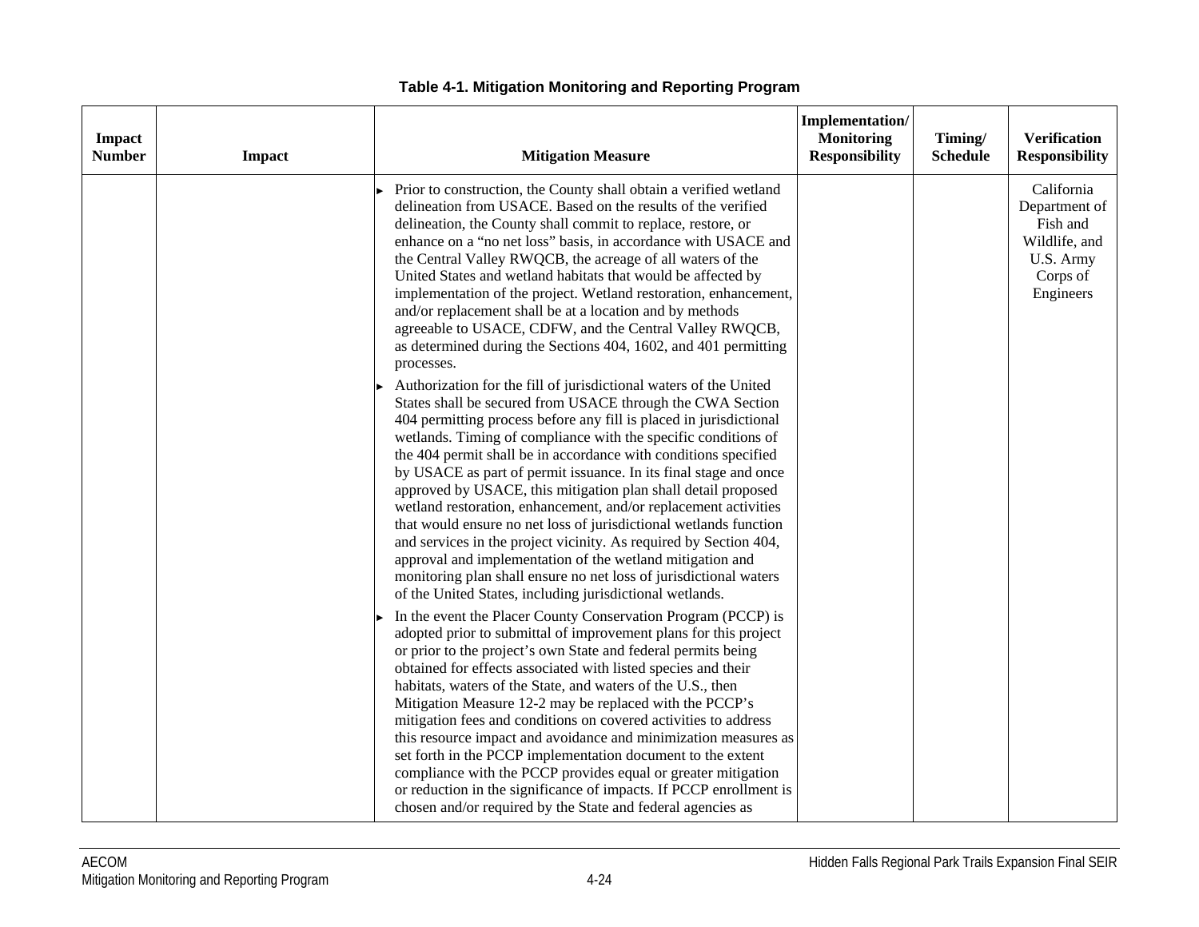**Table 4-1. Mitigation Monitoring and Reporting Program**

| Impact Number | Impact | Mitigation Measure | Implementation/ Monitoring Responsibility | Timing/ Schedule | Verification Responsibility |
|---|---|---|---|---|---|
| | | ► Prior to construction, the County shall obtain a verified wetland delineation from USACE. Based on the results of the verified delineation, the County shall commit to replace, restore, or enhance on a "no net loss" basis, in accordance with USACE and the Central Valley RWQCB, the acreage of all waters of the United States and wetland habitats that would be affected by implementation of the project. Wetland restoration, enhancement, and/or replacement shall be at a location and by methods agreeable to USACE, CDFW, and the Central Valley RWQCB, as determined during the Sections 404, 1602, and 401 permitting processes.<br>► Authorization for the fill of jurisdictional waters of the United States shall be secured from USACE through the CWA Section 404 permitting process before any fill is placed in jurisdictional wetlands. Timing of compliance with the specific conditions of the 404 permit shall be in accordance with conditions specified by USACE as part of permit issuance. In its final stage and once approved by USACE, this mitigation plan shall detail proposed wetland restoration, enhancement, and/or replacement activities that would ensure no net loss of jurisdictional wetlands function and services in the project vicinity. As required by Section 404, approval and implementation of the wetland mitigation and monitoring plan shall ensure no net loss of jurisdictional waters of the United States, including jurisdictional wetlands.<br>► In the event the Placer County Conservation Program (PCCP) is adopted prior to submittal of improvement plans for this project or prior to the project's own State and federal permits being obtained for effects associated with listed species and their habitats, waters of the State, and waters of the U.S., then Mitigation Measure 12-2 may be replaced with the PCCP's mitigation fees and conditions on covered activities to address this resource impact and avoidance and minimization measures as set forth in the PCCP implementation document to the extent compliance with the PCCP provides equal or greater mitigation or reduction in the significance of impacts. If PCCP enrollment is chosen and/or required by the State and federal agencies as | | | California Department of Fish and Wildlife, and U.S. Army Corps of Engineers |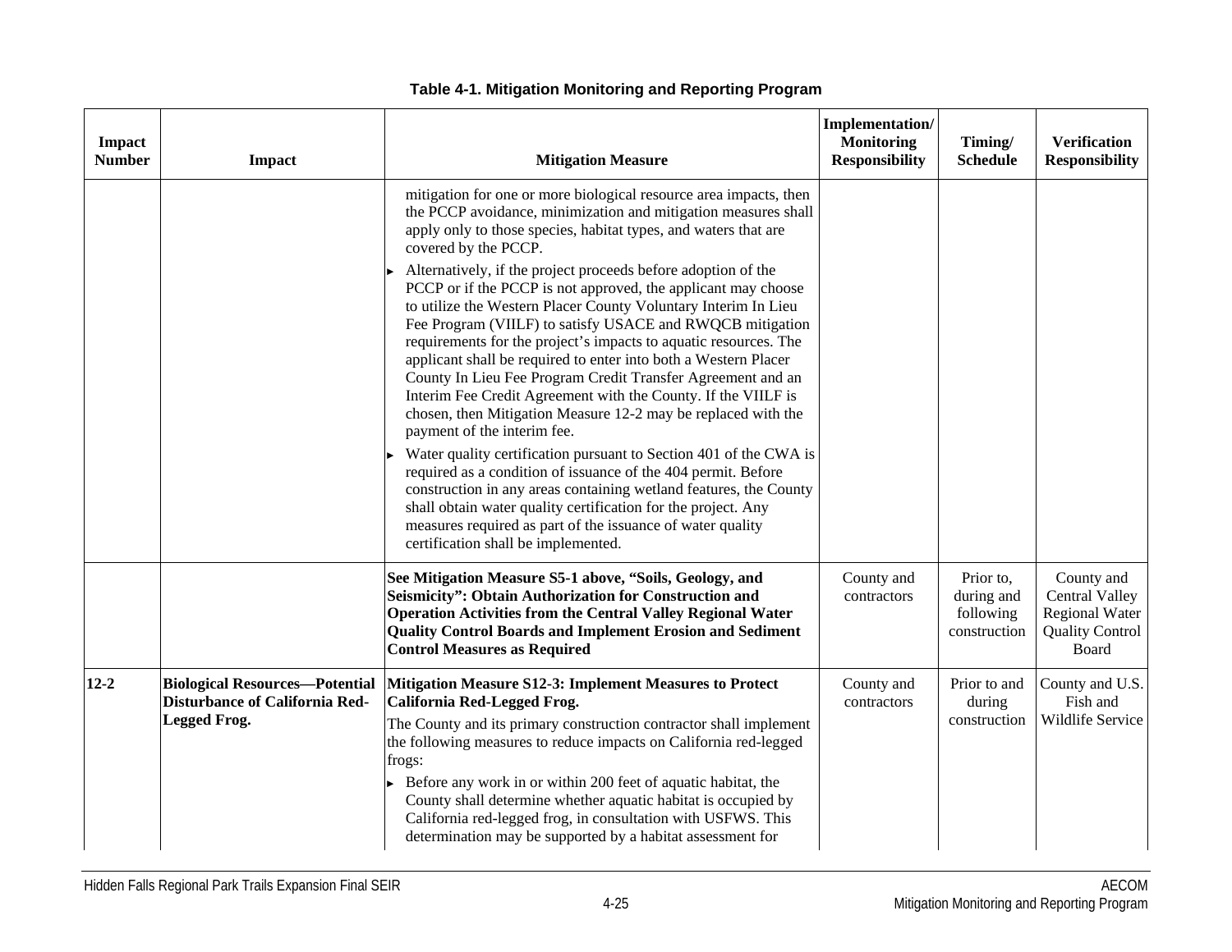**Table 4-1. Mitigation Monitoring and Reporting Program**

| Impact Number | Impact | Mitigation Measure | Implementation/ Monitoring Responsibility | Timing/ Schedule | Verification Responsibility |
|---|---|---|---|---|---|
| | | mitigation for one or more biological resource area impacts, then the PCCP avoidance, minimization and mitigation measures shall apply only to those species, habitat types, and waters that are covered by the PCCP.<br>▸ Alternatively, if the project proceeds before adoption of the PCCP or if the PCCP is not approved, the applicant may choose to utilize the Western Placer County Voluntary Interim In Lieu Fee Program (VIILF) to satisfy USACE and RWQCB mitigation requirements for the project's impacts to aquatic resources. The applicant shall be required to enter into both a Western Placer County In Lieu Fee Program Credit Transfer Agreement and an Interim Fee Credit Agreement with the County. If the VIILF is chosen, then Mitigation Measure 12-2 may be replaced with the payment of the interim fee.<br>▸ Water quality certification pursuant to Section 401 of the CWA is required as a condition of issuance of the 404 permit. Before construction in any areas containing wetland features, the County shall obtain water quality certification for the project. Any measures required as part of the issuance of water quality certification shall be implemented. | | | |
| | | **See Mitigation Measure S5-1 above, "Soils, Geology, and Seismicity": Obtain Authorization for Construction and Operation Activities from the Central Valley Regional Water Quality Control Boards and Implement Erosion and Sediment Control Measures as Required** | County and contractors | Prior to, during and following construction | County and Central Valley Regional Water Quality Control Board |
| **12-2** | **Biological Resources—Potential Disturbance of California Red-Legged Frog.** | **Mitigation Measure S12-3: Implement Measures to Protect California Red-Legged Frog.**<br>The County and its primary construction contractor shall implement the following measures to reduce impacts on California red-legged frogs:<br>▸ Before any work in or within 200 feet of aquatic habitat, the County shall determine whether aquatic habitat is occupied by California red-legged frog, in consultation with USFWS. This determination may be supported by a habitat assessment for | County and contractors | Prior to and during construction | County and U.S. Fish and Wildlife Service |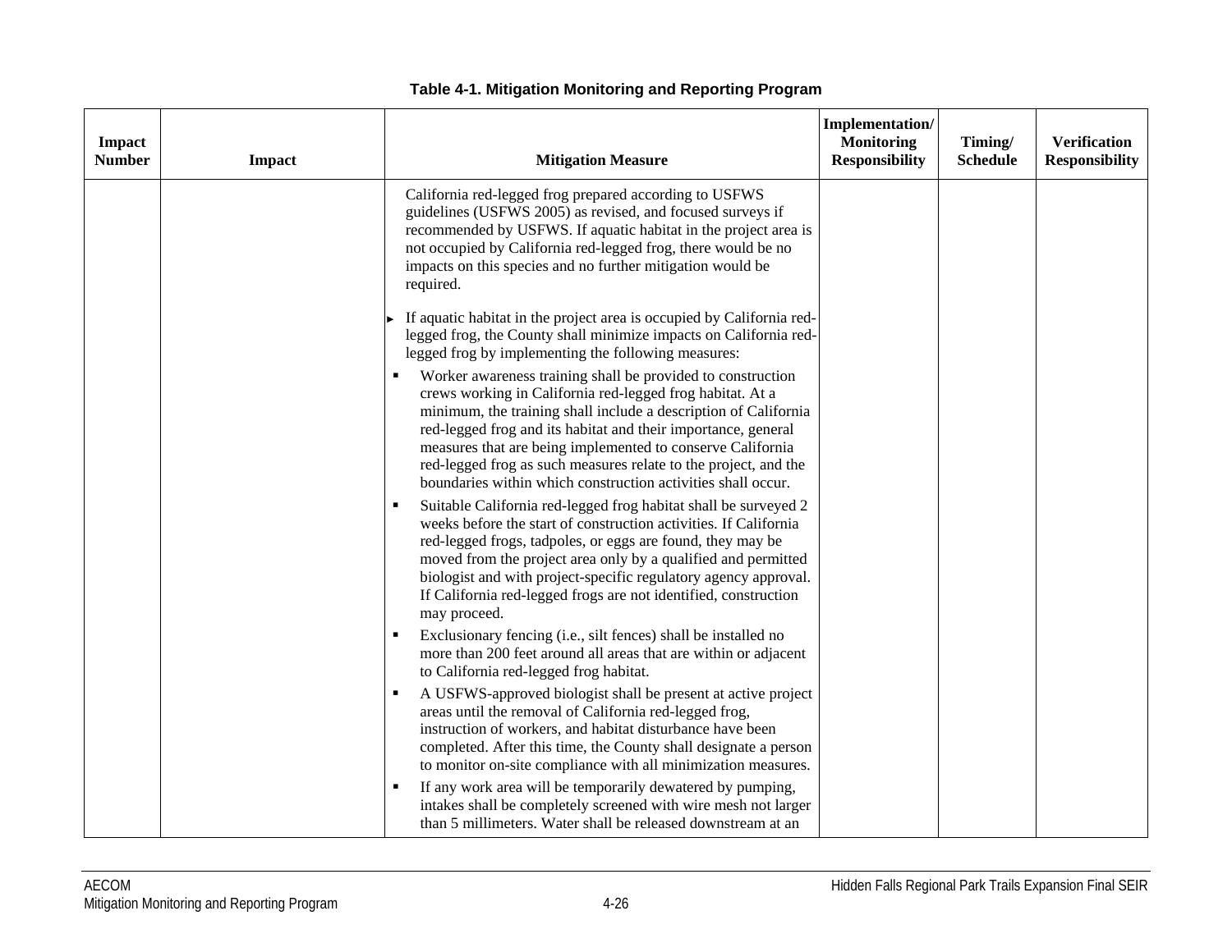**Table 4-1. Mitigation Monitoring and Reporting Program**

| Impact Number | Impact | Mitigation Measure | Implementation/ Monitoring Responsibility | Timing/ Schedule | Verification Responsibility |
|---|---|---|---|---|---|
| | | California red-legged frog prepared according to USFWS guidelines (USFWS 2005) as revised, and focused surveys if recommended by USFWS. If aquatic habitat in the project area is not occupied by California red-legged frog, there would be no impacts on this species and no further mitigation would be required.<br><br>► If aquatic habitat in the project area is occupied by California red-legged frog, the County shall minimize impacts on California red-legged frog by implementing the following measures:<br>▪ Worker awareness training shall be provided to construction crews working in California red-legged frog habitat. At a minimum, the training shall include a description of California red-legged frog and its habitat and their importance, general measures that are being implemented to conserve California red-legged frog as such measures relate to the project, and the boundaries within which construction activities shall occur.<br>▪ Suitable California red-legged frog habitat shall be surveyed 2 weeks before the start of construction activities. If California red-legged frogs, tadpoles, or eggs are found, they may be moved from the project area only by a qualified and permitted biologist and with project-specific regulatory agency approval. If California red-legged frogs are not identified, construction may proceed.<br>▪ Exclusionary fencing (i.e., silt fences) shall be installed no more than 200 feet around all areas that are within or adjacent to California red-legged frog habitat.<br>▪ A USFWS-approved biologist shall be present at active project areas until the removal of California red-legged frog, instruction of workers, and habitat disturbance have been completed. After this time, the County shall designate a person to monitor on-site compliance with all minimization measures.<br>▪ If any work area will be temporarily dewatered by pumping, intakes shall be completely screened with wire mesh not larger than 5 millimeters. Water shall be released downstream at an | | | |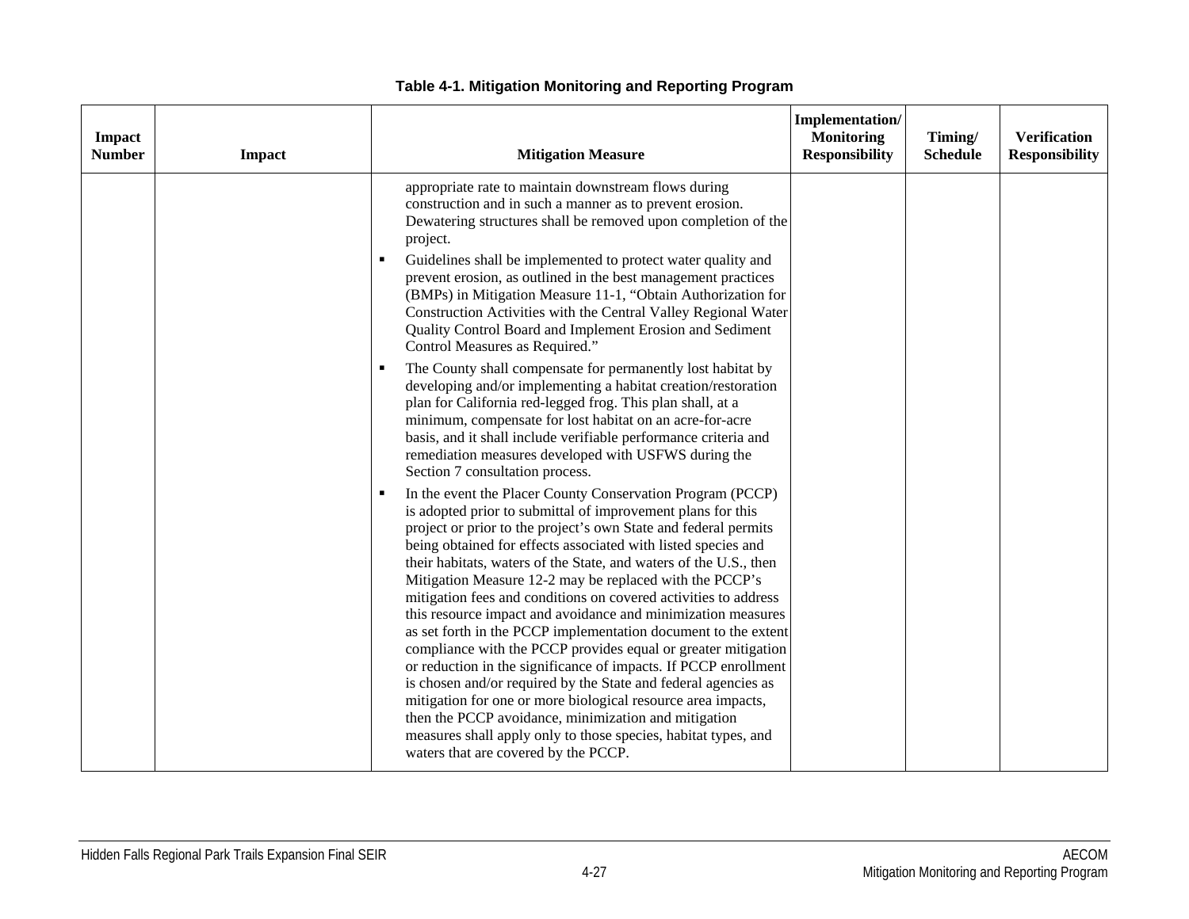**Table 4-1. Mitigation Monitoring and Reporting Program**

| Impact Number | Impact | Mitigation Measure | Implementation/ Monitoring Responsibility | Timing/ Schedule | Verification Responsibility |
|---|---|---|---|---|---|
| | | appropriate rate to maintain downstream flows during construction and in such a manner as to prevent erosion. Dewatering structures shall be removed upon completion of the project.<br>▪ Guidelines shall be implemented to protect water quality and prevent erosion, as outlined in the best management practices (BMPs) in Mitigation Measure 11-1, "Obtain Authorization for Construction Activities with the Central Valley Regional Water Quality Control Board and Implement Erosion and Sediment Control Measures as Required."<br>▪ The County shall compensate for permanently lost habitat by developing and/or implementing a habitat creation/restoration plan for California red-legged frog. This plan shall, at a minimum, compensate for lost habitat on an acre-for-acre basis, and it shall include verifiable performance criteria and remediation measures developed with USFWS during the Section 7 consultation process.<br>▪ In the event the Placer County Conservation Program (PCCP) is adopted prior to submittal of improvement plans for this project or prior to the project's own State and federal permits being obtained for effects associated with listed species and their habitats, waters of the State, and waters of the U.S., then Mitigation Measure 12-2 may be replaced with the PCCP's mitigation fees and conditions on covered activities to address this resource impact and avoidance and minimization measures as set forth in the PCCP implementation document to the extent compliance with the PCCP provides equal or greater mitigation or reduction in the significance of impacts. If PCCP enrollment is chosen and/or required by the State and federal agencies as mitigation for one or more biological resource area impacts, then the PCCP avoidance, minimization and mitigation measures shall apply only to those species, habitat types, and waters that are covered by the PCCP. | | | |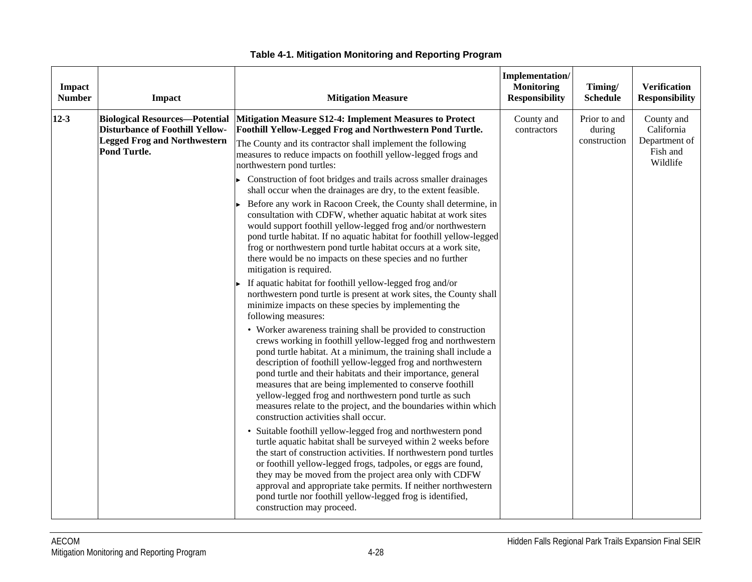**Table 4-1. Mitigation Monitoring and Reporting Program**

| Impact Number | Impact | Mitigation Measure | Implementation/ Monitoring Responsibility | Timing/ Schedule | Verification Responsibility |
|---|---|---|---|---|---|
| 12-3 | **Biological Resources—Potential Disturbance of Foothill Yellow-Legged Frog and Northwestern Pond Turtle.** | **Mitigation Measure S12-4: Implement Measures to Protect Foothill Yellow-Legged Frog and Northwestern Pond Turtle.**<br>The County and its contractor shall implement the following measures to reduce impacts on foothill yellow-legged frogs and northwestern pond turtles:<br>► Construction of foot bridges and trails across smaller drainages shall occur when the drainages are dry, to the extent feasible.<br>► Before any work in Racoon Creek, the County shall determine, in consultation with CDFW, whether aquatic habitat at work sites would support foothill yellow-legged frog and/or northwestern pond turtle habitat. If no aquatic habitat for foothill yellow-legged frog or northwestern pond turtle habitat occurs at a work site, there would be no impacts on these species and no further mitigation is required.<br>► If aquatic habitat for foothill yellow-legged frog and/or northwestern pond turtle is present at work sites, the County shall minimize impacts on these species by implementing the following measures:<br>• Worker awareness training shall be provided to construction crews working in foothill yellow-legged frog and northwestern pond turtle habitat. At a minimum, the training shall include a description of foothill yellow-legged frog and northwestern pond turtle and their habitats and their importance, general measures that are being implemented to conserve foothill yellow-legged frog and northwestern pond turtle as such measures relate to the project, and the boundaries within which construction activities shall occur.<br>• Suitable foothill yellow-legged frog and northwestern pond turtle aquatic habitat shall be surveyed within 2 weeks before the start of construction activities. If northwestern pond turtles or foothill yellow-legged frogs, tadpoles, or eggs are found, they may be moved from the project area only with CDFW approval and appropriate take permits. If neither northwestern pond turtle nor foothill yellow-legged frog is identified, construction may proceed. | County and contractors | Prior to and during construction | County and California Department of Fish and Wildlife |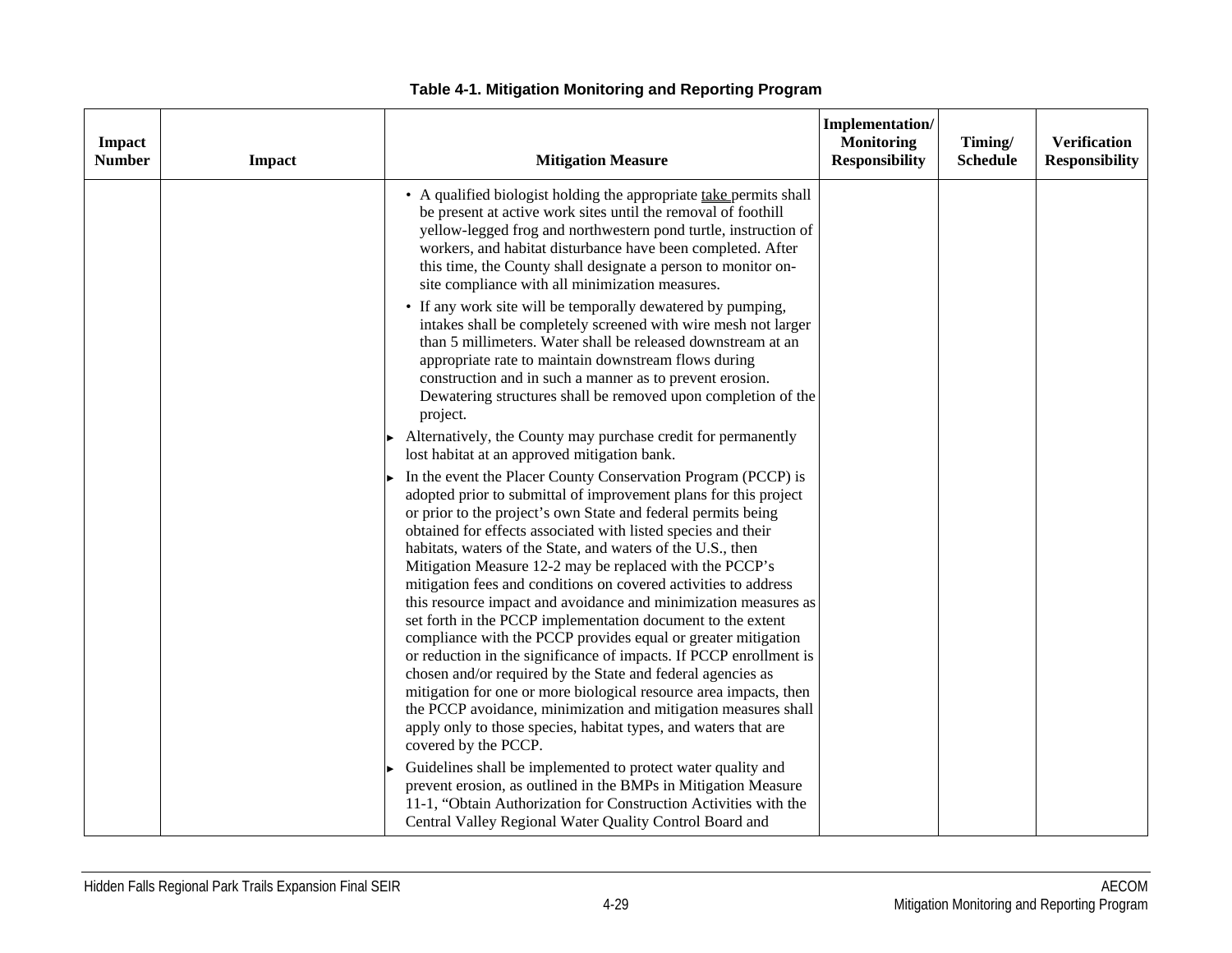**Table 4-1. Mitigation Monitoring and Reporting Program**

| Impact Number | Impact | Mitigation Measure | Implementation/ Monitoring Responsibility | Timing/ Schedule | Verification Responsibility |
|---|---|---|---|---|---|
| | | • A qualified biologist holding the appropriate take permits shall be present at active work sites until the removal of foothill yellow-legged frog and northwestern pond turtle, instruction of workers, and habitat disturbance have been completed. After this time, the County shall designate a person to monitor on-site compliance with all minimization measures.<br>• If any work site will be temporally dewatered by pumping, intakes shall be completely screened with wire mesh not larger than 5 millimeters. Water shall be released downstream at an appropriate rate to maintain downstream flows during construction and in such a manner as to prevent erosion. Dewatering structures shall be removed upon completion of the project.<br>► Alternatively, the County may purchase credit for permanently lost habitat at an approved mitigation bank.<br>► In the event the Placer County Conservation Program (PCCP) is adopted prior to submittal of improvement plans for this project or prior to the project's own State and federal permits being obtained for effects associated with listed species and their habitats, waters of the State, and waters of the U.S., then Mitigation Measure 12-2 may be replaced with the PCCP's mitigation fees and conditions on covered activities to address this resource impact and avoidance and minimization measures as set forth in the PCCP implementation document to the extent compliance with the PCCP provides equal or greater mitigation or reduction in the significance of impacts. If PCCP enrollment is chosen and/or required by the State and federal agencies as mitigation for one or more biological resource area impacts, then the PCCP avoidance, minimization and mitigation measures shall apply only to those species, habitat types, and waters that are covered by the PCCP.<br>► Guidelines shall be implemented to protect water quality and prevent erosion, as outlined in the BMPs in Mitigation Measure 11-1, "Obtain Authorization for Construction Activities with the Central Valley Regional Water Quality Control Board and | | | |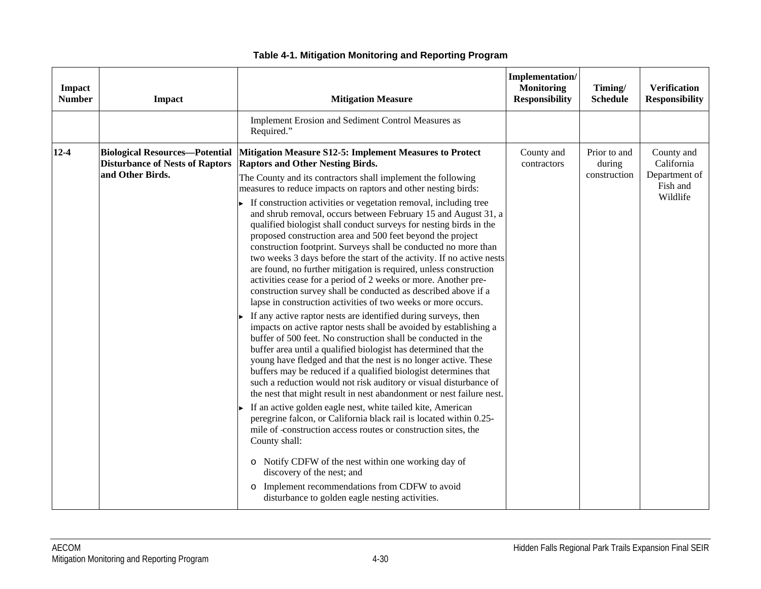**Table 4-1. Mitigation Monitoring and Reporting Program**

| Impact Number | Impact | Mitigation Measure | Implementation/ Monitoring Responsibility | Timing/ Schedule | Verification Responsibility |
|---|---|---|---|---|---|
| | | Implement Erosion and Sediment Control Measures as Required." | | | |
| 12-4 | **Biological Resources—Potential Disturbance of Nests of Raptors and Other Birds.** | **Mitigation Measure S12-5: Implement Measures to Protect Raptors and Other Nesting Birds.**<br>The County and its contractors shall implement the following measures to reduce impacts on raptors and other nesting birds:<br>▸ If construction activities or vegetation removal, including tree and shrub removal, occurs between February 15 and August 31, a qualified biologist shall conduct surveys for nesting birds in the proposed construction area and 500 feet beyond the project construction footprint. Surveys shall be conducted no more than two weeks 3 days before the start of the activity. If no active nests are found, no further mitigation is required, unless construction activities cease for a period of 2 weeks or more. Another pre-construction survey shall be conducted as described above if a lapse in construction activities of two weeks or more occurs.<br>▸ If any active raptor nests are identified during surveys, then impacts on active raptor nests shall be avoided by establishing a buffer of 500 feet. No construction shall be conducted in the buffer area until a qualified biologist has determined that the young have fledged and that the nest is no longer active. These buffers may be reduced if a qualified biologist determines that such a reduction would not risk auditory or visual disturbance of the nest that might result in nest abandonment or nest failure nest.<br>▸ If an active golden eagle nest, white tailed kite, American peregrine falcon, or California black rail is located within 0.25-mile of construction access routes or construction sites, the County shall:<br>o Notify CDFW of the nest within one working day of discovery of the nest; and<br>o Implement recommendations from CDFW to avoid disturbance to golden eagle nesting activities. | County and contractors | Prior to and during construction | County and California Department of Fish and Wildlife |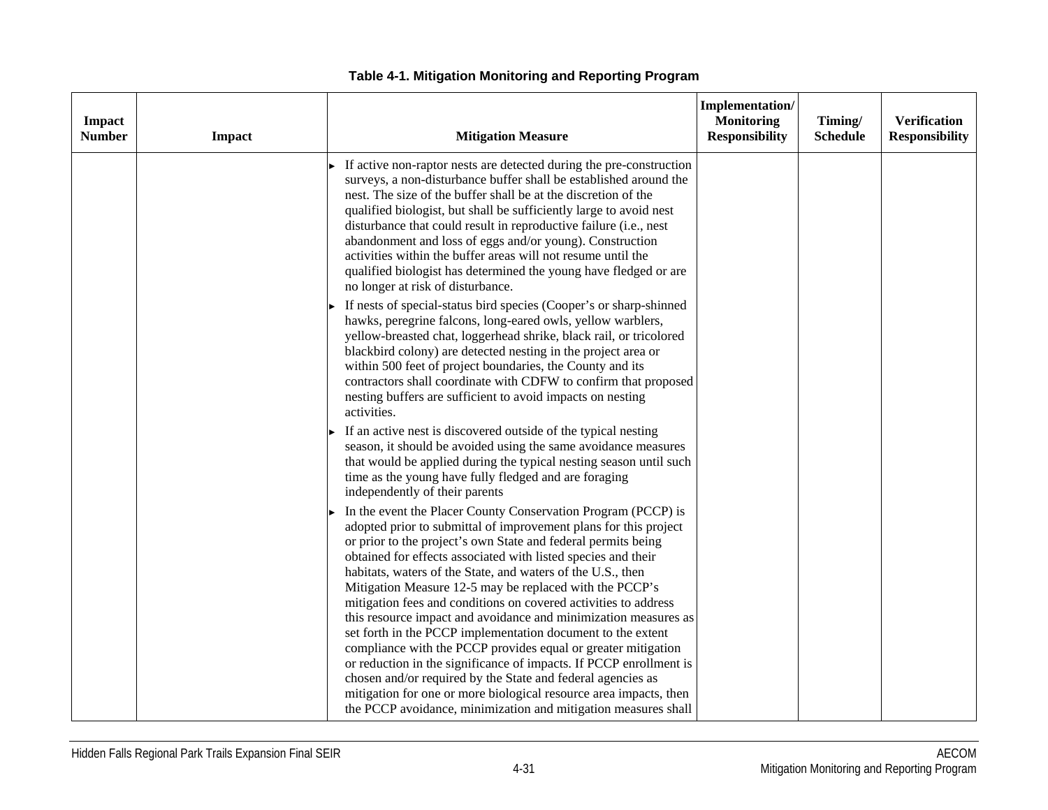**Table 4-1. Mitigation Monitoring and Reporting Program**

| Impact Number | Impact | Mitigation Measure | Implementation/ Monitoring Responsibility | Timing/ Schedule | Verification Responsibility |
|---|---|---|---|---|---|
| | | ▸ If active non-raptor nests are detected during the pre-construction surveys, a non-disturbance buffer shall be established around the nest. The size of the buffer shall be at the discretion of the qualified biologist, but shall be sufficiently large to avoid nest disturbance that could result in reproductive failure (i.e., nest abandonment and loss of eggs and/or young). Construction activities within the buffer areas will not resume until the qualified biologist has determined the young have fledged or are no longer at risk of disturbance.<br>▸ If nests of special-status bird species (Cooper's or sharp-shinned hawks, peregrine falcons, long-eared owls, yellow warblers, yellow-breasted chat, loggerhead shrike, black rail, or tricolored blackbird colony) are detected nesting in the project area or within 500 feet of project boundaries, the County and its contractors shall coordinate with CDFW to confirm that proposed nesting buffers are sufficient to avoid impacts on nesting activities.<br>▸ If an active nest is discovered outside of the typical nesting season, it should be avoided using the same avoidance measures that would be applied during the typical nesting season until such time as the young have fully fledged and are foraging independently of their parents<br>▸ In the event the Placer County Conservation Program (PCCP) is adopted prior to submittal of improvement plans for this project or prior to the project's own State and federal permits being obtained for effects associated with listed species and their habitats, waters of the State, and waters of the U.S., then Mitigation Measure 12-5 may be replaced with the PCCP's mitigation fees and conditions on covered activities to address this resource impact and avoidance and minimization measures as set forth in the PCCP implementation document to the extent compliance with the PCCP provides equal or greater mitigation or reduction in the significance of impacts. If PCCP enrollment is chosen and/or required by the State and federal agencies as mitigation for one or more biological resource area impacts, then the PCCP avoidance, minimization and mitigation measures shall | | | |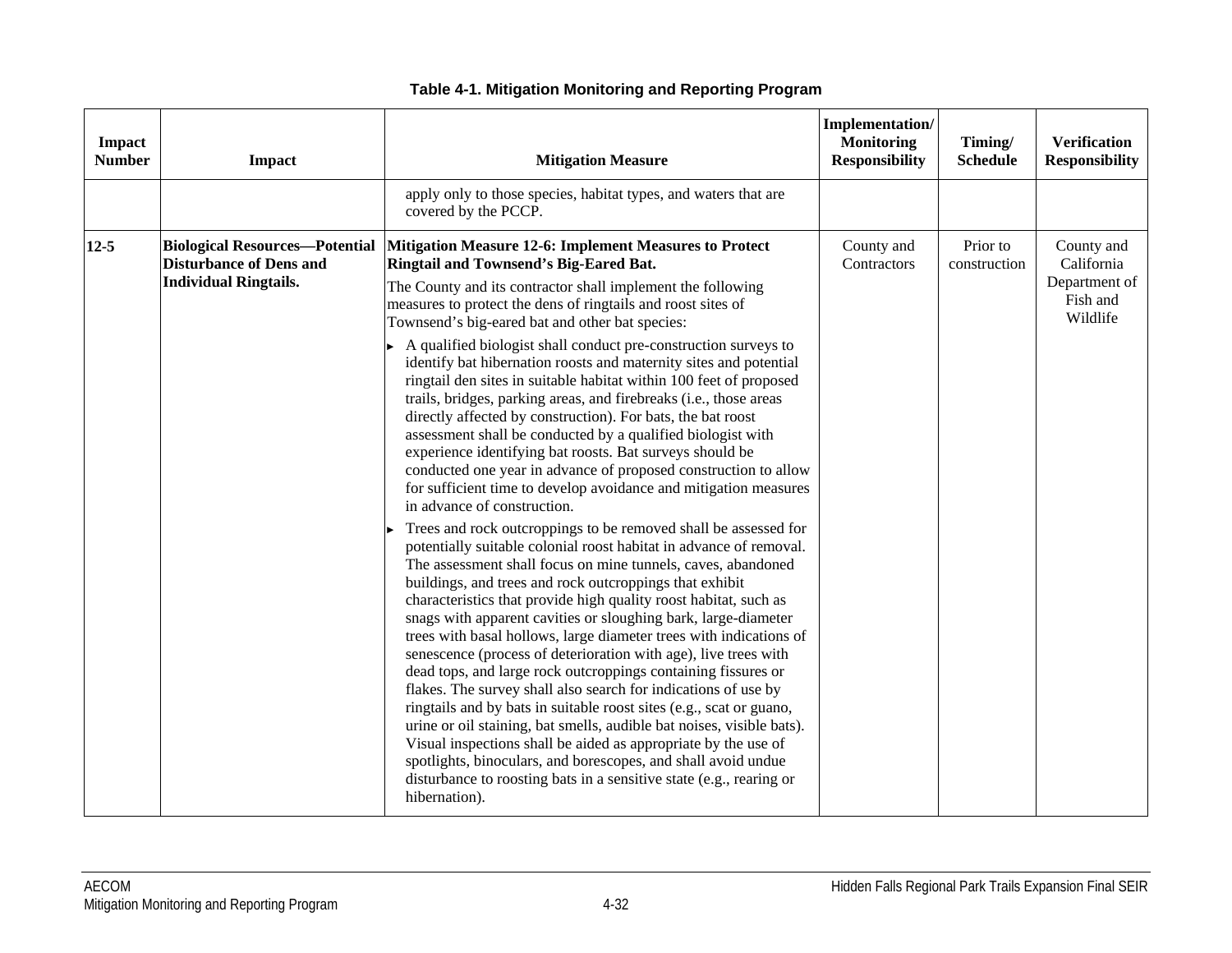**Table 4-1. Mitigation Monitoring and Reporting Program**

| Impact Number | Impact | Mitigation Measure | Implementation/ Monitoring Responsibility | Timing/ Schedule | Verification Responsibility |
|---|---|---|---|---|---|
| | | apply only to those species, habitat types, and waters that are covered by the PCCP. | | | |
| **12-5** | **Biological Resources—Potential Disturbance of Dens and Individual Ringtails.** | **Mitigation Measure 12-6: Implement Measures to Protect Ringtail and Townsend's Big-Eared Bat.**<br>The County and its contractor shall implement the following measures to protect the dens of ringtails and roost sites of Townsend's big-eared bat and other bat species:<br>► A qualified biologist shall conduct pre-construction surveys to identify bat hibernation roosts and maternity sites and potential ringtail den sites in suitable habitat within 100 feet of proposed trails, bridges, parking areas, and firebreaks (i.e., those areas directly affected by construction). For bats, the bat roost assessment shall be conducted by a qualified biologist with experience identifying bat roosts. Bat surveys should be conducted one year in advance of proposed construction to allow for sufficient time to develop avoidance and mitigation measures in advance of construction.<br>► Trees and rock outcroppings to be removed shall be assessed for potentially suitable colonial roost habitat in advance of removal. The assessment shall focus on mine tunnels, caves, abandoned buildings, and trees and rock outcroppings that exhibit characteristics that provide high quality roost habitat, such as snags with apparent cavities or sloughing bark, large-diameter trees with basal hollows, large diameter trees with indications of senescence (process of deterioration with age), live trees with dead tops, and large rock outcroppings containing fissures or flakes. The survey shall also search for indications of use by ringtails and by bats in suitable roost sites (e.g., scat or guano, urine or oil staining, bat smells, audible bat noises, visible bats). Visual inspections shall be aided as appropriate by the use of spotlights, binoculars, and borescopes, and shall avoid undue disturbance to roosting bats in a sensitive state (e.g., rearing or hibernation). | County and Contractors | Prior to construction | County and California Department of Fish and Wildlife |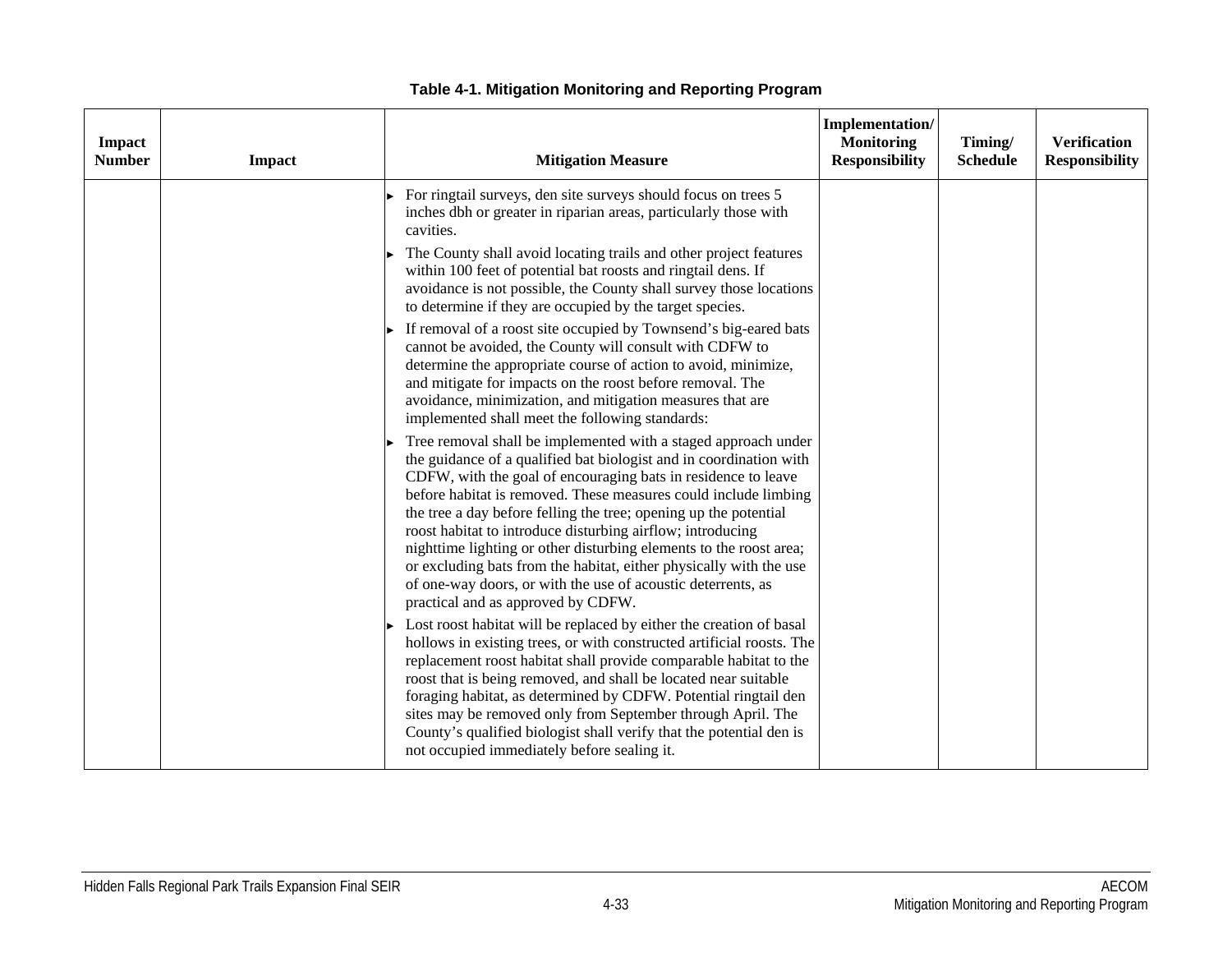**Table 4-1. Mitigation Monitoring and Reporting Program**

| Impact Number | Impact | Mitigation Measure | Implementation/ Monitoring Responsibility | Timing/ Schedule | Verification Responsibility |
|---|---|---|---|---|---|
| | | ► For ringtail surveys, den site surveys should focus on trees 5 inches dbh or greater in riparian areas, particularly those with cavities.<br>► The County shall avoid locating trails and other project features within 100 feet of potential bat roosts and ringtail dens. If avoidance is not possible, the County shall survey those locations to determine if they are occupied by the target species.<br>► If removal of a roost site occupied by Townsend's big-eared bats cannot be avoided, the County will consult with CDFW to determine the appropriate course of action to avoid, minimize, and mitigate for impacts on the roost before removal. The avoidance, minimization, and mitigation measures that are implemented shall meet the following standards:<br>► Tree removal shall be implemented with a staged approach under the guidance of a qualified bat biologist and in coordination with CDFW, with the goal of encouraging bats in residence to leave before habitat is removed. These measures could include limbing the tree a day before felling the tree; opening up the potential roost habitat to introduce disturbing airflow; introducing nighttime lighting or other disturbing elements to the roost area; or excluding bats from the habitat, either physically with the use of one-way doors, or with the use of acoustic deterrents, as practical and as approved by CDFW.<br>► Lost roost habitat will be replaced by either the creation of basal hollows in existing trees, or with constructed artificial roosts. The replacement roost habitat shall provide comparable habitat to the roost that is being removed, and shall be located near suitable foraging habitat, as determined by CDFW. Potential ringtail den sites may be removed only from September through April. The County's qualified biologist shall verify that the potential den is not occupied immediately before sealing it. | | | |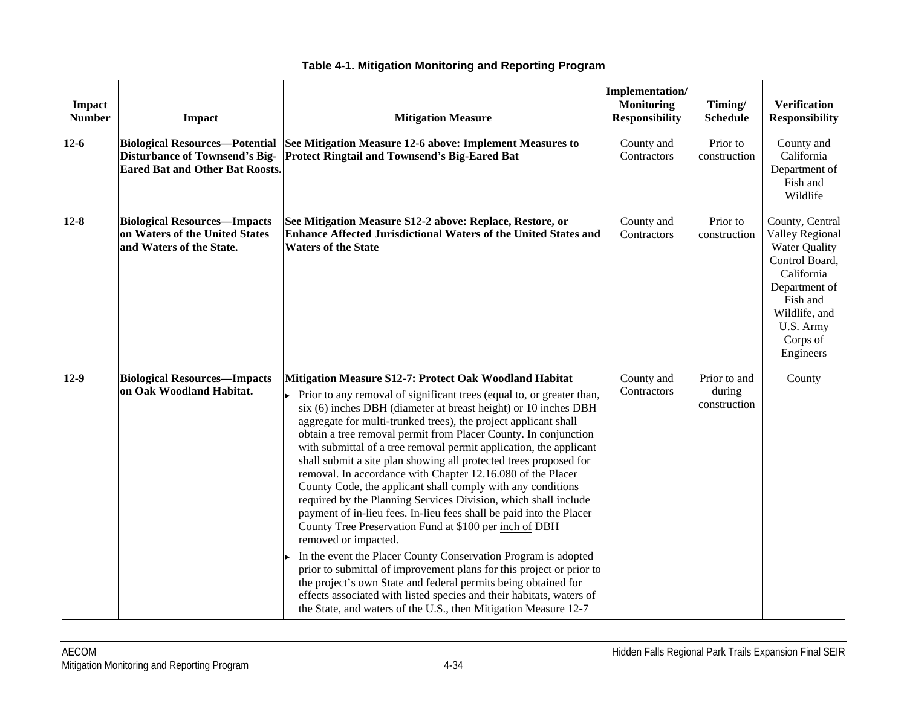**Table 4-1. Mitigation Monitoring and Reporting Program**

| Impact Number | Impact | Mitigation Measure | Implementation/ Monitoring Responsibility | Timing/ Schedule | Verification Responsibility |
|---|---|---|---|---|---|
| **12-6** | **Biological Resources—Potential Disturbance of Townsend's Big-Eared Bat and Other Bat Roosts.** | **See Mitigation Measure 12-6 above: Implement Measures to Protect Ringtail and Townsend's Big-Eared Bat** | County and Contractors | Prior to construction | County and California Department of Fish and Wildlife |
| **12-8** | **Biological Resources—Impacts on Waters of the United States and Waters of the State.** | **See Mitigation Measure S12-2 above: Replace, Restore, or Enhance Affected Jurisdictional Waters of the United States and Waters of the State** | County and Contractors | Prior to construction | County, Central Valley Regional Water Quality Control Board, California Department of Fish and Wildlife, and U.S. Army Corps of Engineers |
| **12-9** | **Biological Resources—Impacts on Oak Woodland Habitat.** | **Mitigation Measure S12-7: Protect Oak Woodland Habitat**<br>▸ Prior to any removal of significant trees (equal to, or greater than, six (6) inches DBH (diameter at breast height) or 10 inches DBH aggregate for multi-trunked trees), the project applicant shall obtain a tree removal permit from Placer County. In conjunction with submittal of a tree removal permit application, the applicant shall submit a site plan showing all protected trees proposed for removal. In accordance with Chapter 12.16.080 of the Placer County Code, the applicant shall comply with any conditions required by the Planning Services Division, which shall include payment of in-lieu fees. In-lieu fees shall be paid into the Placer County Tree Preservation Fund at $100 per inch of DBH removed or impacted.<br>▸ In the event the Placer County Conservation Program is adopted prior to submittal of improvement plans for this project or prior to the project's own State and federal permits being obtained for effects associated with listed species and their habitats, waters of the State, and waters of the U.S., then Mitigation Measure 12-7 | County and Contractors | Prior to and during construction | County |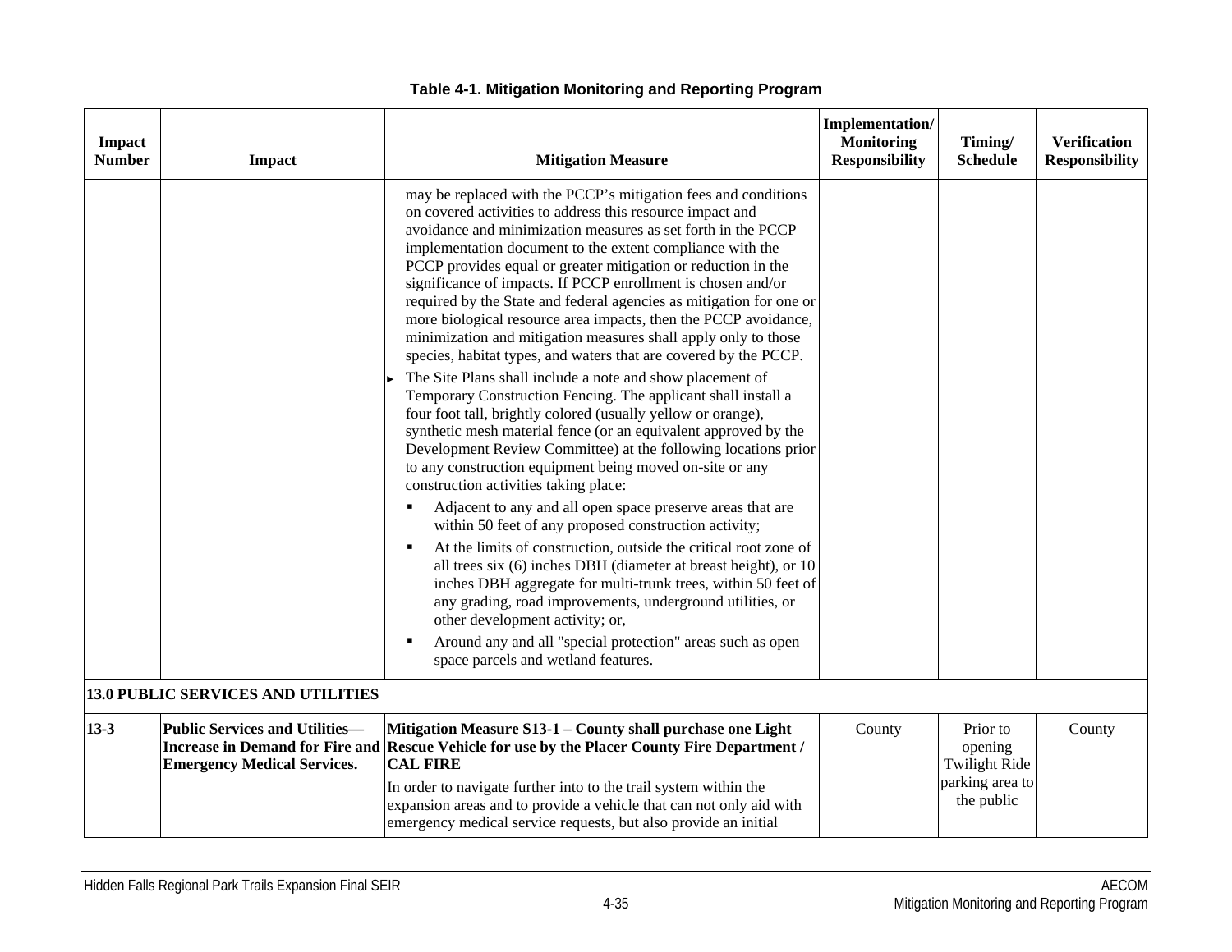**Table 4-1. Mitigation Monitoring and Reporting Program**

| Impact Number | Impact | Mitigation Measure | Implementation/ Monitoring Responsibility | Timing/ Schedule | Verification Responsibility |
|---|---|---|---|---|---|
| | | may be replaced with the PCCP's mitigation fees and conditions on covered activities to address this resource impact and avoidance and minimization measures as set forth in the PCCP implementation document to the extent compliance with the PCCP provides equal or greater mitigation or reduction in the significance of impacts. If PCCP enrollment is chosen and/or required by the State and federal agencies as mitigation for one or more biological resource area impacts, then the PCCP avoidance, minimization and mitigation measures shall apply only to those species, habitat types, and waters that are covered by the PCCP.<br>► The Site Plans shall include a note and show placement of Temporary Construction Fencing. The applicant shall install a four foot tall, brightly colored (usually yellow or orange), synthetic mesh material fence (or an equivalent approved by the Development Review Committee) at the following locations prior to any construction equipment being moved on-site or any construction activities taking place:<br>▪ Adjacent to any and all open space preserve areas that are within 50 feet of any proposed construction activity;<br>▪ At the limits of construction, outside the critical root zone of all trees six (6) inches DBH (diameter at breast height), or 10 inches DBH aggregate for multi-trunk trees, within 50 feet of any grading, road improvements, underground utilities, or other development activity; or,<br>▪ Around any and all "special protection" areas such as open space parcels and wetland features. | | | |
| **13.0 PUBLIC SERVICES AND UTILITIES** | | | | | |
| **13-3** | **Public Services and Utilities—Increase in Demand for Fire and Emergency Medical Services.** | **Mitigation Measure S13-1 – County shall purchase one Light Rescue Vehicle for use by the Placer County Fire Department / CAL FIRE**<br>In order to navigate further into to the trail system within the expansion areas and to provide a vehicle that can not only aid with emergency medical service requests, but also provide an initial | County | Prior to opening Twilight Ride parking area to the public | County |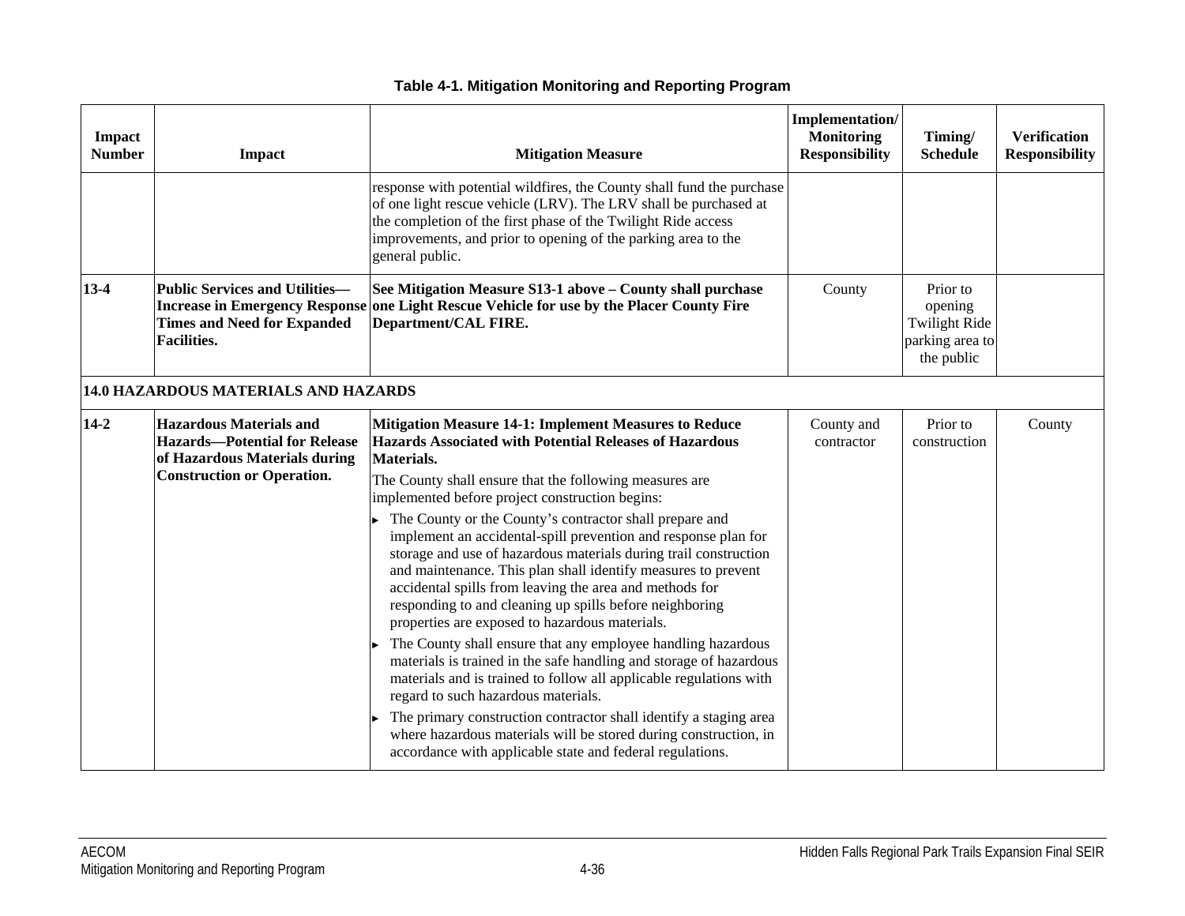**Table 4-1. Mitigation Monitoring and Reporting Program**

| Impact Number | Impact | Mitigation Measure | Implementation/ Monitoring Responsibility | Timing/ Schedule | Verification Responsibility |
|---|---|---|---|---|---|
| | | response with potential wildfires, the County shall fund the purchase of one light rescue vehicle (LRV). The LRV shall be purchased at the completion of the first phase of the Twilight Ride access improvements, and prior to opening of the parking area to the general public. | | | |
| **13-4** | **Public Services and Utilities—Increase in Emergency Response Times and Need for Expanded Facilities.** | **See Mitigation Measure S13-1 above – County shall purchase one Light Rescue Vehicle for use by the Placer County Fire Department/CAL FIRE.** | County | Prior to opening Twilight Ride parking area to the public | |
| **14.0 HAZARDOUS MATERIALS AND HAZARDS** | | | | | |
| **14-2** | **Hazardous Materials and Hazards—Potential for Release of Hazardous Materials during Construction or Operation.** | **Mitigation Measure 14-1: Implement Measures to Reduce Hazards Associated with Potential Releases of Hazardous Materials.**<br>The County shall ensure that the following measures are implemented before project construction begins:<br>▸ The County or the County's contractor shall prepare and implement an accidental-spill prevention and response plan for storage and use of hazardous materials during trail construction and maintenance. This plan shall identify measures to prevent accidental spills from leaving the area and methods for responding to and cleaning up spills before neighboring properties are exposed to hazardous materials.<br>▸ The County shall ensure that any employee handling hazardous materials is trained in the safe handling and storage of hazardous materials and is trained to follow all applicable regulations with regard to such hazardous materials.<br>▸ The primary construction contractor shall identify a staging area where hazardous materials will be stored during construction, in accordance with applicable state and federal regulations. | County and contractor | Prior to construction | County |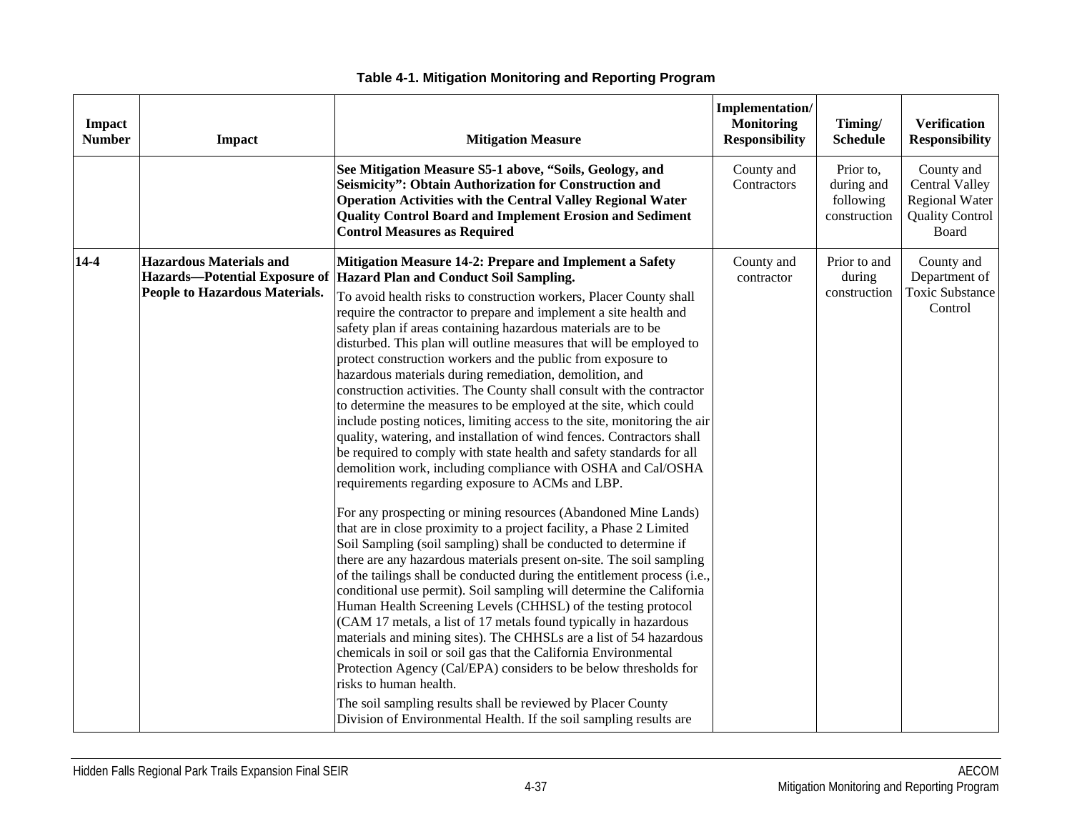**Table 4-1. Mitigation Monitoring and Reporting Program**

| Impact Number | Impact | Mitigation Measure | Implementation/ Monitoring Responsibility | Timing/ Schedule | Verification Responsibility |
|---|---|---|---|---|---|
| | | **See Mitigation Measure S5-1 above, "Soils, Geology, and Seismicity": Obtain Authorization for Construction and Operation Activities with the Central Valley Regional Water Quality Control Board and Implement Erosion and Sediment Control Measures as Required** | County and Contractors | Prior to, during and following construction | County and Central Valley Regional Water Quality Control Board |
| **14-4** | **Hazardous Materials and Hazards—Potential Exposure of People to Hazardous Materials.** | **Mitigation Measure 14-2: Prepare and Implement a Safety Hazard Plan and Conduct Soil Sampling.**<br>To avoid health risks to construction workers, Placer County shall require the contractor to prepare and implement a site health and safety plan if areas containing hazardous materials are to be disturbed. This plan will outline measures that will be employed to protect construction workers and the public from exposure to hazardous materials during remediation, demolition, and construction activities. The County shall consult with the contractor to determine the measures to be employed at the site, which could include posting notices, limiting access to the site, monitoring the air quality, watering, and installation of wind fences. Contractors shall be required to comply with state health and safety standards for all demolition work, including compliance with OSHA and Cal/OSHA requirements regarding exposure to ACMs and LBP.<br><br>For any prospecting or mining resources (Abandoned Mine Lands) that are in close proximity to a project facility, a Phase 2 Limited Soil Sampling (soil sampling) shall be conducted to determine if there are any hazardous materials present on-site. The soil sampling of the tailings shall be conducted during the entitlement process (i.e., conditional use permit). Soil sampling will determine the California Human Health Screening Levels (CHHSL) of the testing protocol (CAM 17 metals, a list of 17 metals found typically in hazardous materials and mining sites). The CHHSLs are a list of 54 hazardous chemicals in soil or soil gas that the California Environmental Protection Agency (Cal/EPA) considers to be below thresholds for risks to human health.<br>The soil sampling results shall be reviewed by Placer County Division of Environmental Health. If the soil sampling results are | County and contractor | Prior to and during construction | County and Department of Toxic Substance Control |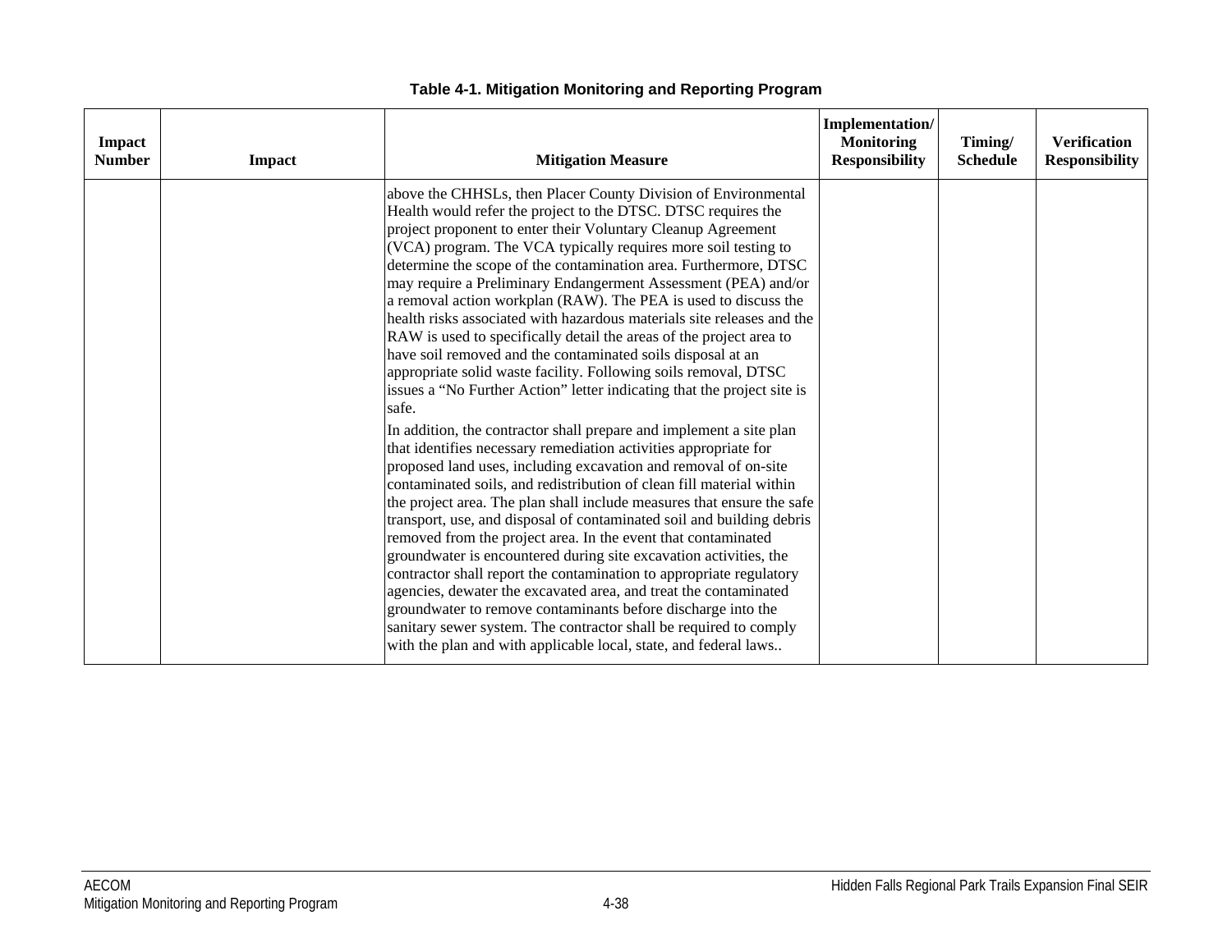**Table 4-1. Mitigation Monitoring and Reporting Program**

| Impact Number | Impact | Mitigation Measure | Implementation/ Monitoring Responsibility | Timing/ Schedule | Verification Responsibility |
|---|---|---|---|---|---|
| | | above the CHHSLs, then Placer County Division of Environmental Health would refer the project to the DTSC. DTSC requires the project proponent to enter their Voluntary Cleanup Agreement (VCA) program. The VCA typically requires more soil testing to determine the scope of the contamination area. Furthermore, DTSC may require a Preliminary Endangerment Assessment (PEA) and/or a removal action workplan (RAW). The PEA is used to discuss the health risks associated with hazardous materials site releases and the RAW is used to specifically detail the areas of the project area to have soil removed and the contaminated soils disposal at an appropriate solid waste facility. Following soils removal, DTSC issues a "No Further Action" letter indicating that the project site is safe.<br><br>In addition, the contractor shall prepare and implement a site plan that identifies necessary remediation activities appropriate for proposed land uses, including excavation and removal of on-site contaminated soils, and redistribution of clean fill material within the project area. The plan shall include measures that ensure the safe transport, use, and disposal of contaminated soil and building debris removed from the project area. In the event that contaminated groundwater is encountered during site excavation activities, the contractor shall report the contamination to appropriate regulatory agencies, dewater the excavated area, and treat the contaminated groundwater to remove contaminants before discharge into the sanitary sewer system. The contractor shall be required to comply with the plan and with applicable local, state, and federal laws.. | | | |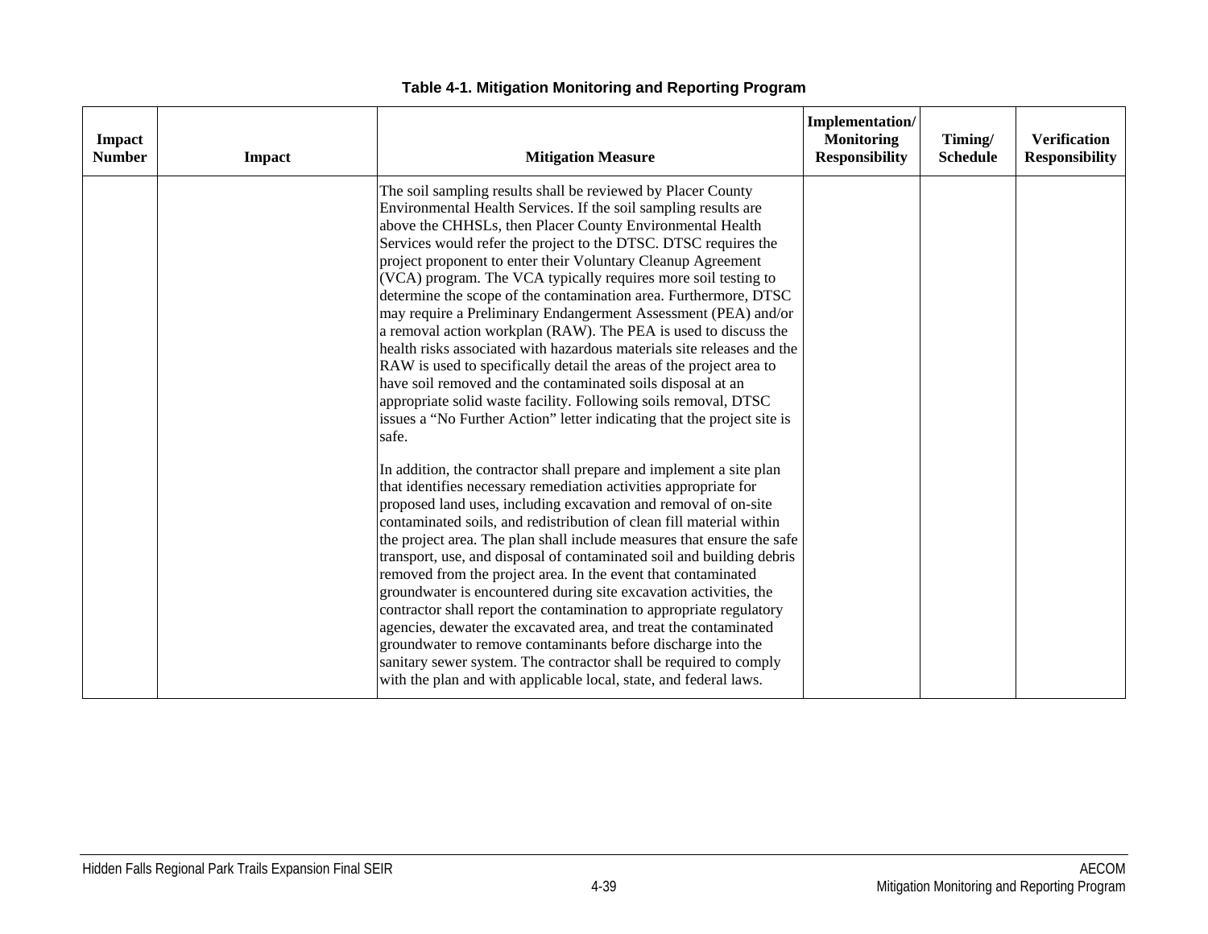**Table 4-1. Mitigation Monitoring and Reporting Program**

| Impact Number | Impact | Mitigation Measure | Implementation/ Monitoring Responsibility | Timing/ Schedule | Verification Responsibility |
|---|---|---|---|---|---|
| | | The soil sampling results shall be reviewed by Placer County Environmental Health Services. If the soil sampling results are above the CHHSLs, then Placer County Environmental Health Services would refer the project to the DTSC. DTSC requires the project proponent to enter their Voluntary Cleanup Agreement (VCA) program. The VCA typically requires more soil testing to determine the scope of the contamination area. Furthermore, DTSC may require a Preliminary Endangerment Assessment (PEA) and/or a removal action workplan (RAW). The PEA is used to discuss the health risks associated with hazardous materials site releases and the RAW is used to specifically detail the areas of the project area to have soil removed and the contaminated soils disposal at an appropriate solid waste facility. Following soils removal, DTSC issues a "No Further Action" letter indicating that the project site is safe.<br><br>In addition, the contractor shall prepare and implement a site plan that identifies necessary remediation activities appropriate for proposed land uses, including excavation and removal of on-site contaminated soils, and redistribution of clean fill material within the project area. The plan shall include measures that ensure the safe transport, use, and disposal of contaminated soil and building debris removed from the project area. In the event that contaminated groundwater is encountered during site excavation activities, the contractor shall report the contamination to appropriate regulatory agencies, dewater the excavated area, and treat the contaminated groundwater to remove contaminants before discharge into the sanitary sewer system. The contractor shall be required to comply with the plan and with applicable local, state, and federal laws. | | | |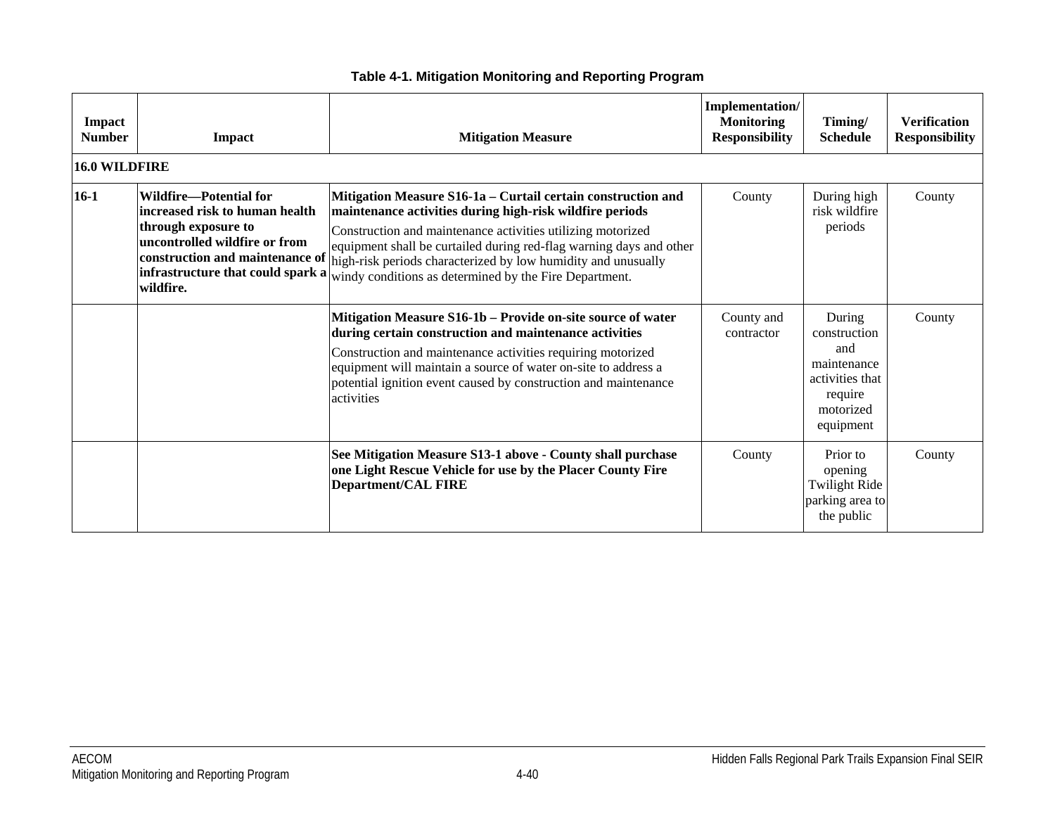**Table 4-1. Mitigation Monitoring and Reporting Program**

| Impact Number | Impact | Mitigation Measure | Implementation/ Monitoring Responsibility | Timing/ Schedule | Verification Responsibility |
|---|---|---|---|---|---|
| **16.0 WILDFIRE** | | | | | |
| **16-1** | **Wildfire—Potential for increased risk to human health through exposure to uncontrolled wildfire or from construction and maintenance of infrastructure that could spark a wildfire.** | **Mitigation Measure S16-1a – Curtail certain construction and maintenance activities during high-risk wildfire periods** Construction and maintenance activities utilizing motorized equipment shall be curtailed during red-flag warning days and other high-risk periods characterized by low humidity and unusually windy conditions as determined by the Fire Department. | County | During high risk wildfire periods | County |
| | | **Mitigation Measure S16-1b – Provide on-site source of water during certain construction and maintenance activities** Construction and maintenance activities requiring motorized equipment will maintain a source of water on-site to address a potential ignition event caused by construction and maintenance activities | County and contractor | During construction and maintenance activities that require motorized equipment | County |
| | | **See Mitigation Measure S13-1 above - County shall purchase one Light Rescue Vehicle for use by the Placer County Fire Department/CAL FIRE** | County | Prior to opening Twilight Ride parking area to the public | County |